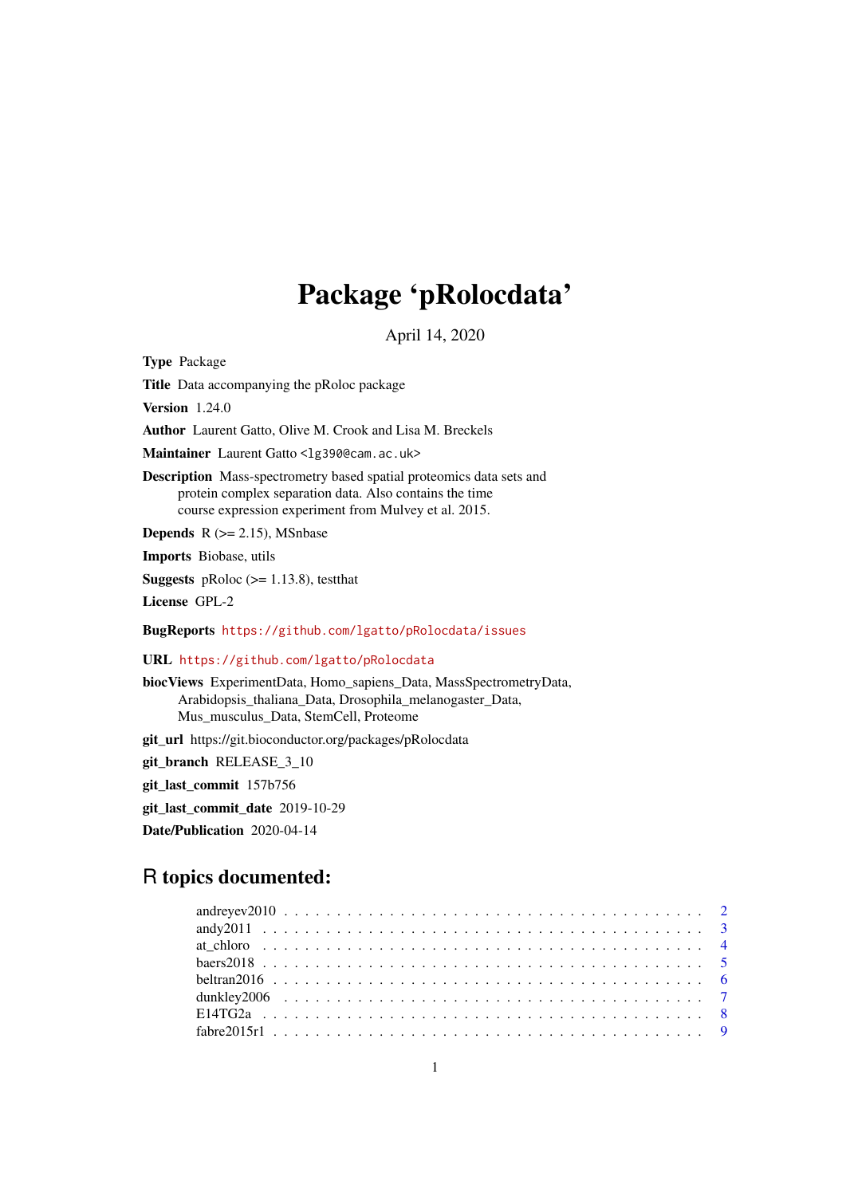# Package 'pRolocdata'

April 14, 2020

**Type** Package

**Title** Data accompanying the pRoloc package

**Version** 1.24.0

**Author** Laurent Gatto, Olive M. Crook and Lisa M. Breckels

**Maintainer** Laurent Gatto <lg390@cam.ac.uk>

**Description** Mass-spectrometry based spatial proteomics data sets and protein complex separation data. Also contains the time course expression experiment from Mulvey et al. 2015.

**Depends** R (>= 2.15), MSnbase

**Imports** Biobase, utils

**Suggests** pRoloc (>= 1.13.8), testthat

**License** GPL-2

**BugReports** https://github.com/lgatto/pRolocdata/issues

**URL** https://github.com/lgatto/pRolocdata

**biocViews** ExperimentData, Homo_sapiens_Data, MassSpectrometryData, Arabidopsis_thaliana_Data, Drosophila_melanogaster_Data, Mus_musculus_Data, StemCell, Proteome

**git_url** https://git.bioconductor.org/packages/pRolocdata

**git_branch** RELEASE_3_10

**git_last_commit** 157b756

**git_last_commit_date** 2019-10-29

**Date/Publication** 2020-04-14

## R topics documented:

- andreyev2010 . . . . . . . . . . . . 2
- andy2011 . . . . . . . . . . . . 3
- at_chloro . . . . . . . . . . . . 4
- baers2018 . . . . . . . . . . . . 5
- beltran2016 . . . . . . . . . . . . 6
- dunkley2006 . . . . . . . . . . . . 7
- E14TG2a . . . . . . . . . . . . 8
- fabre2015r1 . . . . . . . . . . . . 9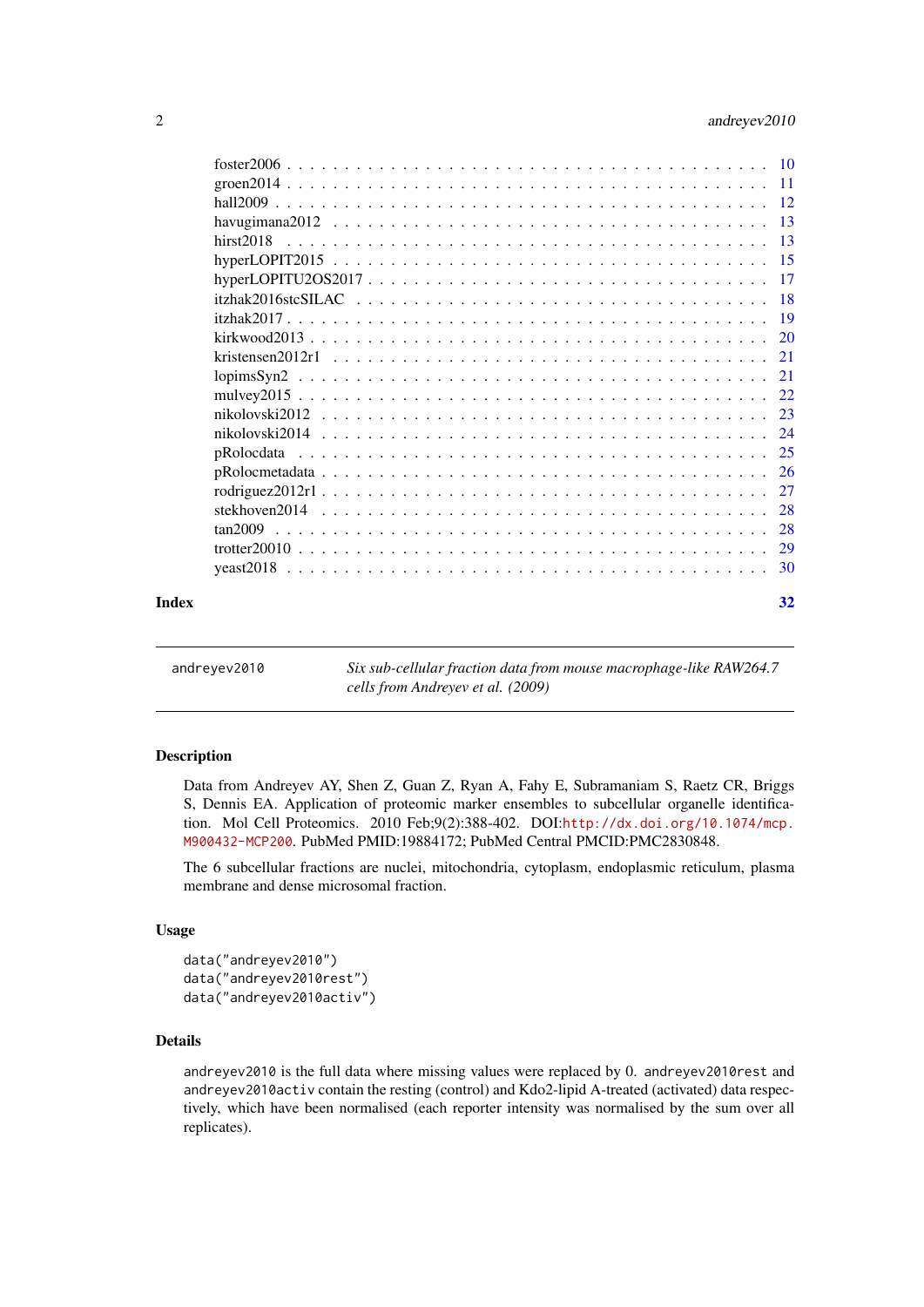foster2006 . . . . . . . . . . . . . . . . . . . . . . . . . . . . . . . . . . . . . . . . . . 10
groen2014 . . . . . . . . . . . . . . . . . . . . . . . . . . . . . . . . . . . . . . . . . . 11
hall2009 . . . . . . . . . . . . . . . . . . . . . . . . . . . . . . . . . . . . . . . . . . . 12
havugimana2012 . . . . . . . . . . . . . . . . . . . . . . . . . . . . . . . . . . . . . 13
hirst2018 . . . . . . . . . . . . . . . . . . . . . . . . . . . . . . . . . . . . . . . . . . 13
hyperLOPIT2015 . . . . . . . . . . . . . . . . . . . . . . . . . . . . . . . . . . . . . 15
hyperLOPITU2OS2017 . . . . . . . . . . . . . . . . . . . . . . . . . . . . . . . . . 17
itzhak2016stcSILAC . . . . . . . . . . . . . . . . . . . . . . . . . . . . . . . . . . 18
itzhak2017 . . . . . . . . . . . . . . . . . . . . . . . . . . . . . . . . . . . . . . . . . 19
kirkwood2013 . . . . . . . . . . . . . . . . . . . . . . . . . . . . . . . . . . . . . . . 20
kristensen2012r1 . . . . . . . . . . . . . . . . . . . . . . . . . . . . . . . . . . . . 21
lopimsSyn2 . . . . . . . . . . . . . . . . . . . . . . . . . . . . . . . . . . . . . . . . 21
mulvey2015 . . . . . . . . . . . . . . . . . . . . . . . . . . . . . . . . . . . . . . . . 22
nikolovski2012 . . . . . . . . . . . . . . . . . . . . . . . . . . . . . . . . . . . . . 23
nikolovski2014 . . . . . . . . . . . . . . . . . . . . . . . . . . . . . . . . . . . . . 24
pRolocdata . . . . . . . . . . . . . . . . . . . . . . . . . . . . . . . . . . . . . . . . 25
pRolocmetadata . . . . . . . . . . . . . . . . . . . . . . . . . . . . . . . . . . . . . 26
rodriguez2012r1 . . . . . . . . . . . . . . . . . . . . . . . . . . . . . . . . . . . . 27
stekhoven2014 . . . . . . . . . . . . . . . . . . . . . . . . . . . . . . . . . . . . . 28
tan2009 . . . . . . . . . . . . . . . . . . . . . . . . . . . . . . . . . . . . . . . . . . 28
trotter20010 . . . . . . . . . . . . . . . . . . . . . . . . . . . . . . . . . . . . . . . 29
yeast2018 . . . . . . . . . . . . . . . . . . . . . . . . . . . . . . . . . . . . . . . . . 30

**Index** 32

---

`andreyev2010` *Six sub-cellular fraction data from mouse macrophage-like RAW264.7 cells from Andreyev et al. (2009)*

---

### Description

Data from Andreyev AY, Shen Z, Guan Z, Ryan A, Fahy E, Subramaniam S, Raetz CR, Briggs S, Dennis EA. Application of proteomic marker ensembles to subcellular organelle identification. Mol Cell Proteomics. 2010 Feb;9(2):388-402. DOI:http://dx.doi.org/10.1074/mcp.M900432-MCP200. PubMed PMID:19884172; PubMed Central PMCID:PMC2830848.

The 6 subcellular fractions are nuclei, mitochondria, cytoplasm, endoplasmic reticulum, plasma membrane and dense microsomal fraction.

### Usage

```
data("andreyev2010")
data("andreyev2010rest")
data("andreyev2010activ")
```

### Details

`andreyev2010` is the full data where missing values were replaced by 0. `andreyev2010rest` and `andreyev2010activ` contain the resting (control) and Kdo2-lipid A-treated (activated) data respectively, which have been normalised (each reporter intensity was normalised by the sum over all replicates).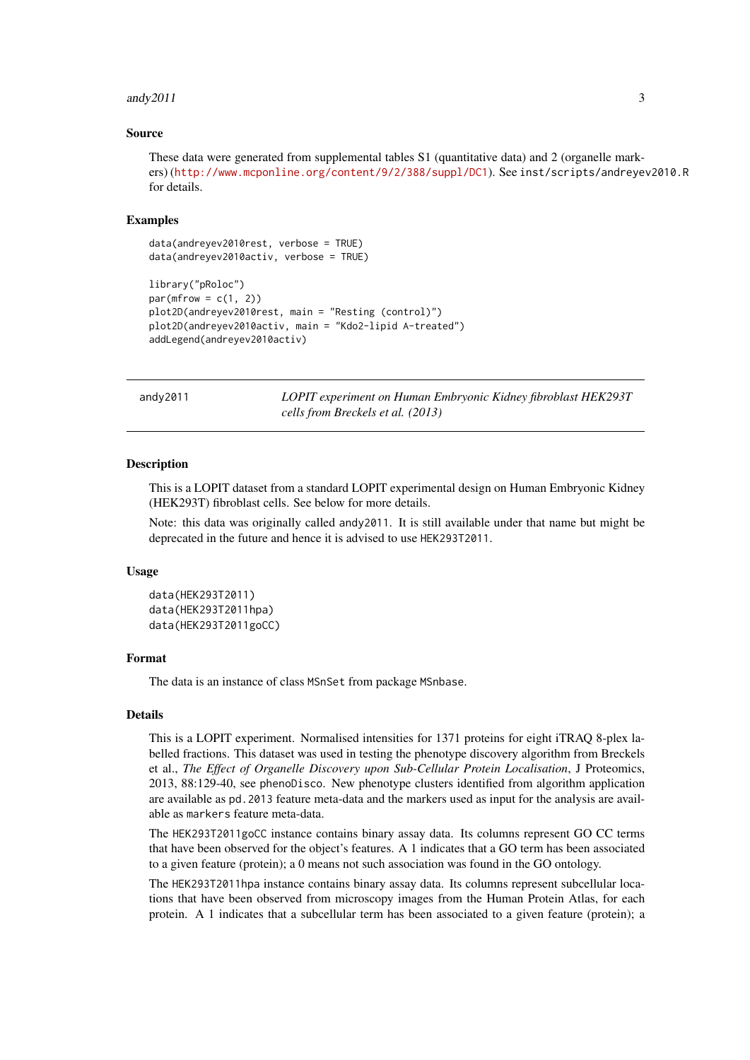### Source

These data were generated from supplemental tables S1 (quantitative data) and 2 (organelle markers) (http://www.mcponline.org/content/9/2/388/suppl/DC1). See inst/scripts/andreyev2010.R for details.

### Examples

```
data(andreyev2010rest, verbose = TRUE)
data(andreyev2010activ, verbose = TRUE)

library("pRoloc")
par(mfrow = c(1, 2))
plot2D(andreyev2010rest, main = "Resting (control)")
plot2D(andreyev2010activ, main = "Kdo2-lipid A-treated")
addLegend(andreyev2010activ)
```

## andy2011 — *LOPIT experiment on Human Embryonic Kidney fibroblast HEK293T cells from Breckels et al. (2013)*

### Description

This is a LOPIT dataset from a standard LOPIT experimental design on Human Embryonic Kidney (HEK293T) fibroblast cells. See below for more details.

Note: this data was originally called `andy2011`. It is still available under that name but might be deprecated in the future and hence it is advised to use `HEK293T2011`.

### Usage

```
data(HEK293T2011)
data(HEK293T2011hpa)
data(HEK293T2011goCC)
```

### Format

The data is an instance of class `MSnSet` from package `MSnbase`.

### Details

This is a LOPIT experiment. Normalised intensities for 1371 proteins for eight iTRAQ 8-plex labelled fractions. This dataset was used in testing the phenotype discovery algorithm from Breckels et al., *The Effect of Organelle Discovery upon Sub-Cellular Protein Localisation*, J Proteomics, 2013, 88:129-40, see `phenoDisco`. New phenotype clusters identified from algorithm application are available as `pd.2013` feature meta-data and the markers used as input for the analysis are available as `markers` feature meta-data.

The `HEK293T2011goCC` instance contains binary assay data. Its columns represent GO CC terms that have been observed for the object's features. A 1 indicates that a GO term has been associated to a given feature (protein); a 0 means not such association was found in the GO ontology.

The `HEK293T2011hpa` instance contains binary assay data. Its columns represent subcellular locations that have been observed from microscopy images from the Human Protein Atlas, for each protein. A 1 indicates that a subcellular term has been associated to a given feature (protein); a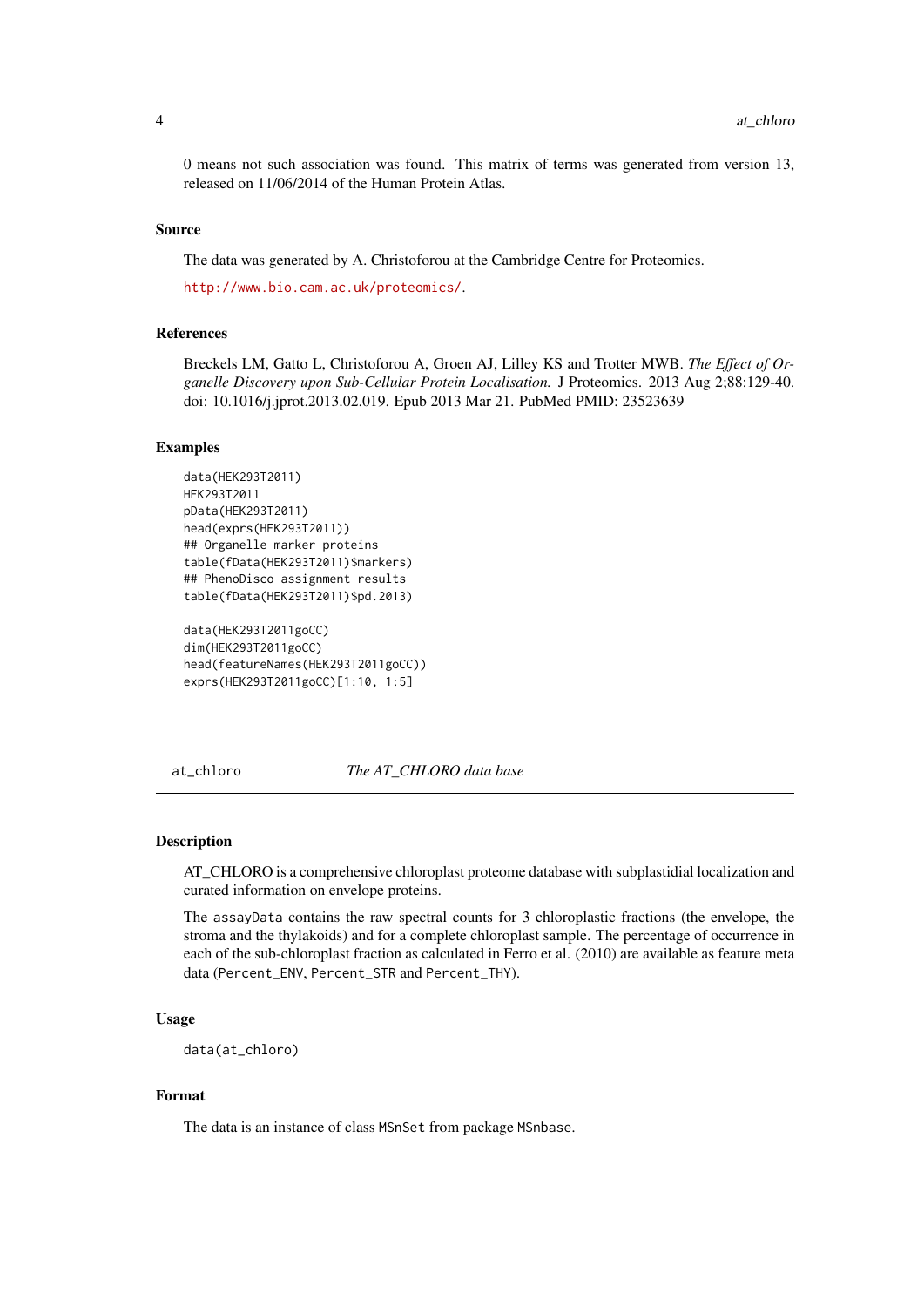0 means not such association was found. This matrix of terms was generated from version 13, released on 11/06/2014 of the Human Protein Atlas.

### Source

The data was generated by A. Christoforou at the Cambridge Centre for Proteomics.

http://www.bio.cam.ac.uk/proteomics/.

### References

Breckels LM, Gatto L, Christoforou A, Groen AJ, Lilley KS and Trotter MWB. *The Effect of Organelle Discovery upon Sub-Cellular Protein Localisation.* J Proteomics. 2013 Aug 2;88:129-40. doi: 10.1016/j.jprot.2013.02.019. Epub 2013 Mar 21. PubMed PMID: 23523639

### Examples

```
data(HEK293T2011)
HEK293T2011
pData(HEK293T2011)
head(exprs(HEK293T2011))
## Organelle marker proteins
table(fData(HEK293T2011)$markers)
## PhenoDisco assignment results
table(fData(HEK293T2011)$pd.2013)

data(HEK293T2011goCC)
dim(HEK293T2011goCC)
head(featureNames(HEK293T2011goCC))
exprs(HEK293T2011goCC)[1:10, 1:5]
```

---

## at_chloro — *The AT_CHLORO data base*

### Description

AT_CHLORO is a comprehensive chloroplast proteome database with subplastidial localization and curated information on envelope proteins.

The assayData contains the raw spectral counts for 3 chloroplastic fractions (the envelope, the stroma and the thylakoids) and for a complete chloroplast sample. The percentage of occurrence in each of the sub-chloroplast fraction as calculated in Ferro et al. (2010) are available as feature meta data (Percent_ENV, Percent_STR and Percent_THY).

### Usage

```
data(at_chloro)
```

### Format

The data is an instance of class MSnSet from package MSnbase.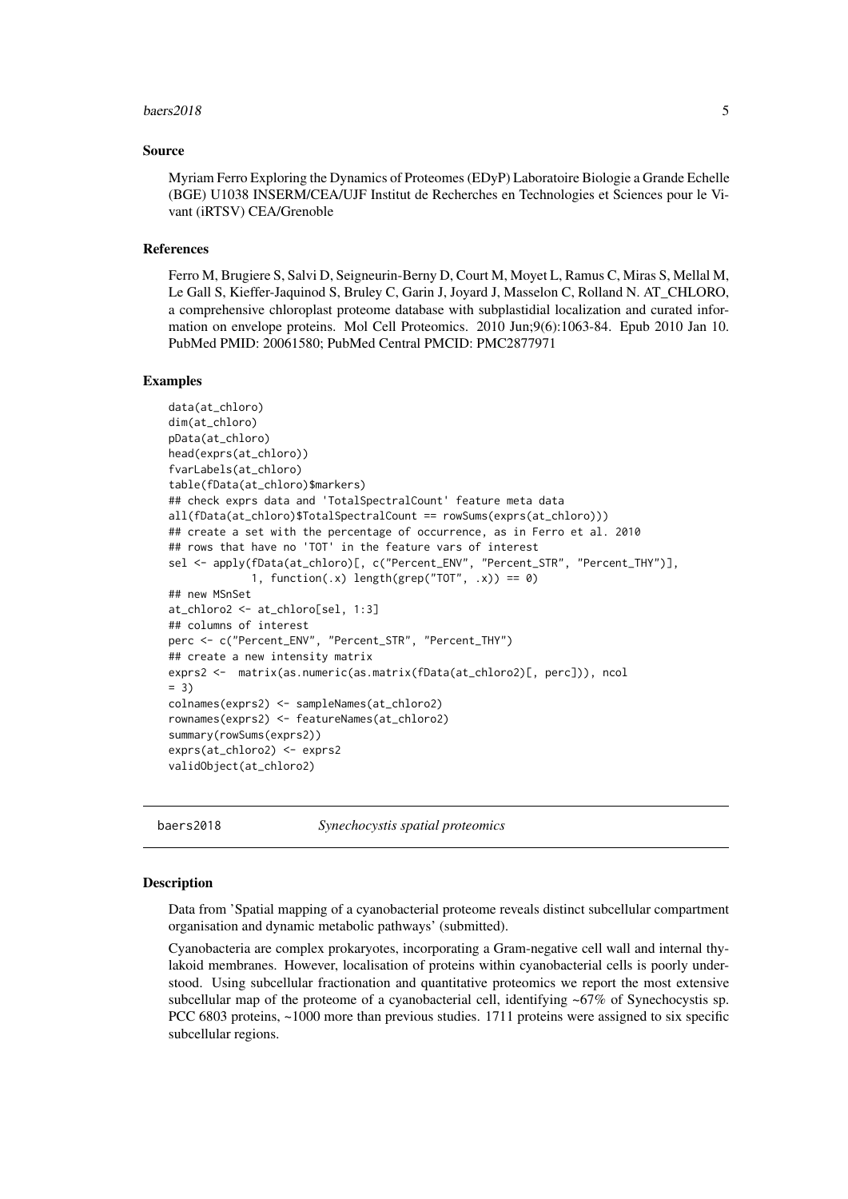### Source

Myriam Ferro Exploring the Dynamics of Proteomes (EDyP) Laboratoire Biologie a Grande Echelle (BGE) U1038 INSERM/CEA/UJF Institut de Recherches en Technologies et Sciences pour le Vivant (iRTSV) CEA/Grenoble

### References

Ferro M, Brugiere S, Salvi D, Seigneurin-Berny D, Court M, Moyet L, Ramus C, Miras S, Mellal M, Le Gall S, Kieffer-Jaquinod S, Bruley C, Garin J, Joyard J, Masselon C, Rolland N. AT_CHLORO, a comprehensive chloroplast proteome database with subplastidial localization and curated information on envelope proteins. Mol Cell Proteomics. 2010 Jun;9(6):1063-84. Epub 2010 Jan 10. PubMed PMID: 20061580; PubMed Central PMCID: PMC2877971

### Examples

```
data(at_chloro)
dim(at_chloro)
pData(at_chloro)
head(exprs(at_chloro))
fvarLabels(at_chloro)
table(fData(at_chloro)$markers)
## check exprs data and 'TotalSpectralCount' feature meta data
all(fData(at_chloro)$TotalSpectralCount == rowSums(exprs(at_chloro)))
## create a set with the percentage of occurrence, as in Ferro et al. 2010
## rows that have no 'TOT' in the feature vars of interest
sel <- apply(fData(at_chloro)[, c("Percent_ENV", "Percent_STR", "Percent_THY")],
             1, function(.x) length(grep("TOT", .x)) == 0)
## new MSnSet
at_chloro2 <- at_chloro[sel, 1:3]
## columns of interest
perc <- c("Percent_ENV", "Percent_STR", "Percent_THY")
## create a new intensity matrix
exprs2 <-  matrix(as.numeric(as.matrix(fData(at_chloro2)[, perc])), ncol
= 3)
colnames(exprs2) <- sampleNames(at_chloro2)
rownames(exprs2) <- featureNames(at_chloro2)
summary(rowSums(exprs2))
exprs(at_chloro2) <- exprs2
validObject(at_chloro2)
```

---

## baers2018 — *Synechocystis spatial proteomics*

### Description

Data from 'Spatial mapping of a cyanobacterial proteome reveals distinct subcellular compartment organisation and dynamic metabolic pathways' (submitted).

Cyanobacteria are complex prokaryotes, incorporating a Gram-negative cell wall and internal thylakoid membranes. However, localisation of proteins within cyanobacterial cells is poorly understood. Using subcellular fractionation and quantitative proteomics we report the most extensive subcellular map of the proteome of a cyanobacterial cell, identifying ~67% of Synechocystis sp. PCC 6803 proteins, ~1000 more than previous studies. 1711 proteins were assigned to six specific subcellular regions.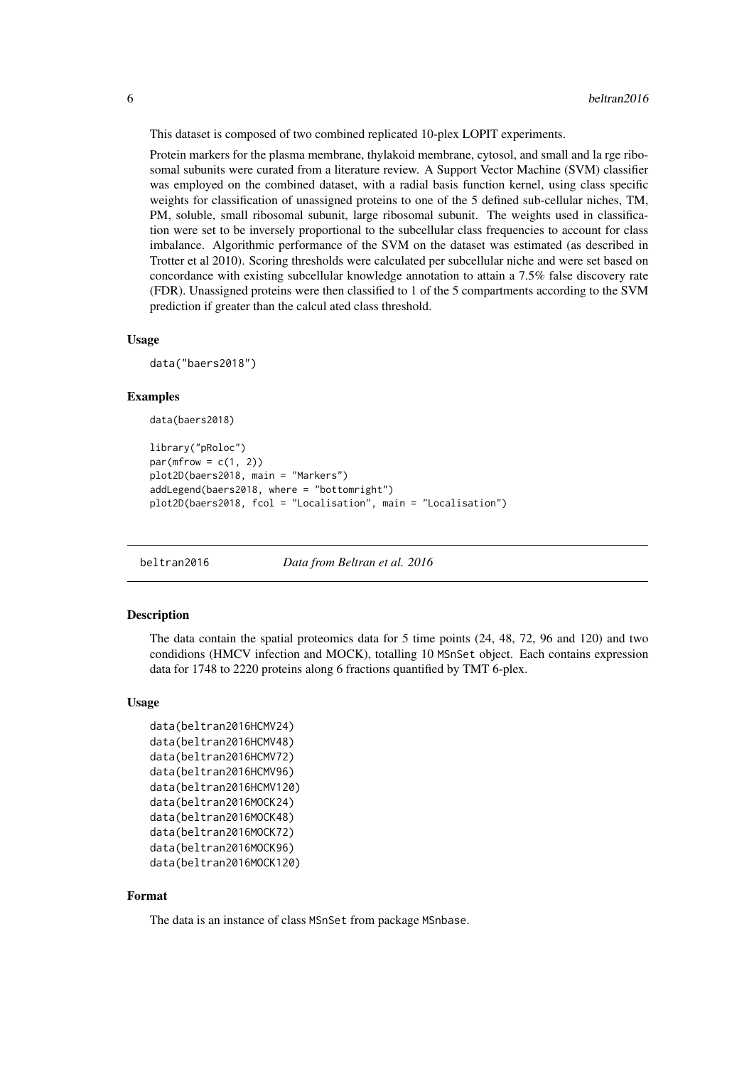This dataset is composed of two combined replicated 10-plex LOPIT experiments.

Protein markers for the plasma membrane, thylakoid membrane, cytosol, and small and la rge ribosomal subunits were curated from a literature review. A Support Vector Machine (SVM) classifier was employed on the combined dataset, with a radial basis function kernel, using class specific weights for classification of unassigned proteins to one of the 5 defined sub-cellular niches, TM, PM, soluble, small ribosomal subunit, large ribosomal subunit. The weights used in classification were set to be inversely proportional to the subcellular class frequencies to account for class imbalance. Algorithmic performance of the SVM on the dataset was estimated (as described in Trotter et al 2010). Scoring thresholds were calculated per subcellular niche and were set based on concordance with existing subcellular knowledge annotation to attain a 7.5% false discovery rate (FDR). Unassigned proteins were then classified to 1 of the 5 compartments according to the SVM prediction if greater than the calcul ated class threshold.

### Usage

```
data("baers2018")
```

### Examples

```
data(baers2018)

library("pRoloc")
par(mfrow = c(1, 2))
plot2D(baers2018, main = "Markers")
addLegend(baers2018, where = "bottomright")
plot2D(baers2018, fcol = "Localisation", main = "Localisation")
```

## beltran2016 — *Data from Beltran et al. 2016*

### Description

The data contain the spatial proteomics data for 5 time points (24, 48, 72, 96 and 120) and two condidions (HMCV infection and MOCK), totalling 10 MSnSet object. Each contains expression data for 1748 to 2220 proteins along 6 fractions quantified by TMT 6-plex.

### Usage

```
data(beltran2016HCMV24)
data(beltran2016HCMV48)
data(beltran2016HCMV72)
data(beltran2016HCMV96)
data(beltran2016HCMV120)
data(beltran2016MOCK24)
data(beltran2016MOCK48)
data(beltran2016MOCK72)
data(beltran2016MOCK96)
data(beltran2016MOCK120)
```

### Format

The data is an instance of class MSnSet from package MSnbase.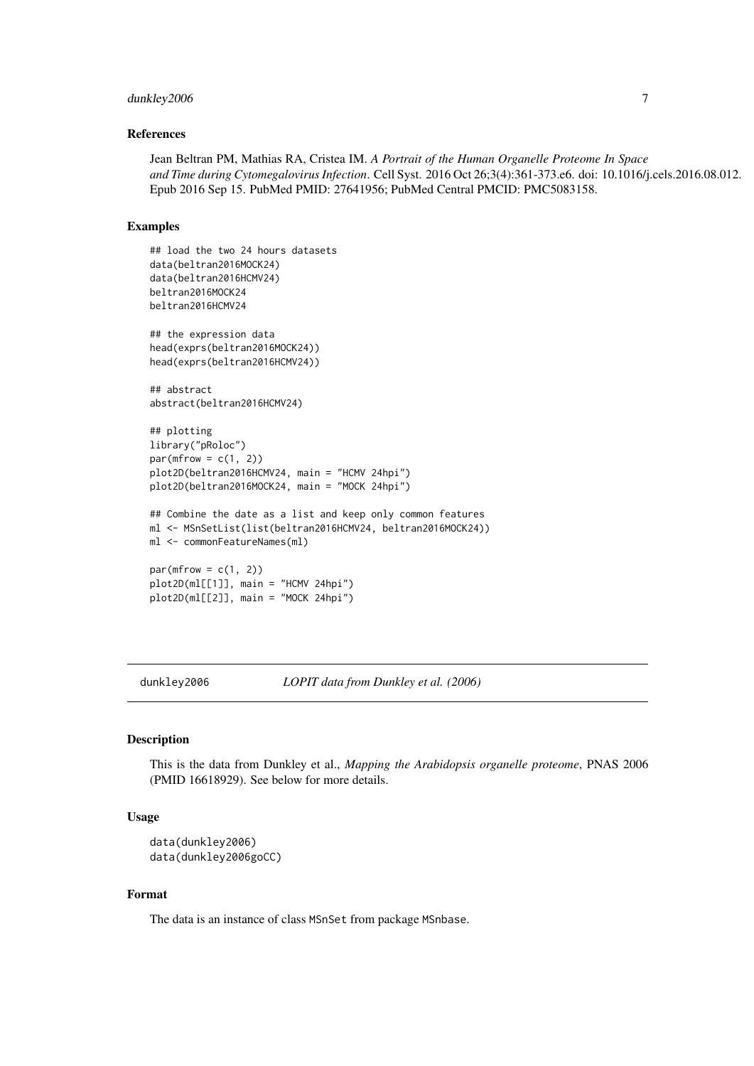## References

Jean Beltran PM, Mathias RA, Cristea IM. *A Portrait of the Human Organelle Proteome In Space and Time during Cytomegalovirus Infection*. Cell Syst. 2016 Oct 26;3(4):361-373.e6. doi: 10.1016/j.cels.2016.08.012. Epub 2016 Sep 15. PubMed PMID: 27641956; PubMed Central PMCID: PMC5083158.

## Examples

```
## load the two 24 hours datasets
data(beltran2016MOCK24)
data(beltran2016HCMV24)
beltran2016MOCK24
beltran2016HCMV24

## the expression data
head(exprs(beltran2016MOCK24))
head(exprs(beltran2016HCMV24))

## abstract
abstract(beltran2016HCMV24)

## plotting
library("pRoloc")
par(mfrow = c(1, 2))
plot2D(beltran2016HCMV24, main = "HCMV 24hpi")
plot2D(beltran2016MOCK24, main = "MOCK 24hpi")

## Combine the date as a list and keep only common features
ml <- MSnSetList(list(beltran2016HCMV24, beltran2016MOCK24))
ml <- commonFeatureNames(ml)

par(mfrow = c(1, 2))
plot2D(ml[[1]], main = "HCMV 24hpi")
plot2D(ml[[2]], main = "MOCK 24hpi")
```

---

# dunkley2006 — *LOPIT data from Dunkley et al. (2006)*

## Description

This is the data from Dunkley et al., *Mapping the Arabidopsis organelle proteome*, PNAS 2006 (PMID 16618929). See below for more details.

## Usage

```
data(dunkley2006)
data(dunkley2006goCC)
```

## Format

The data is an instance of class `MSnSet` from package `MSnbase`.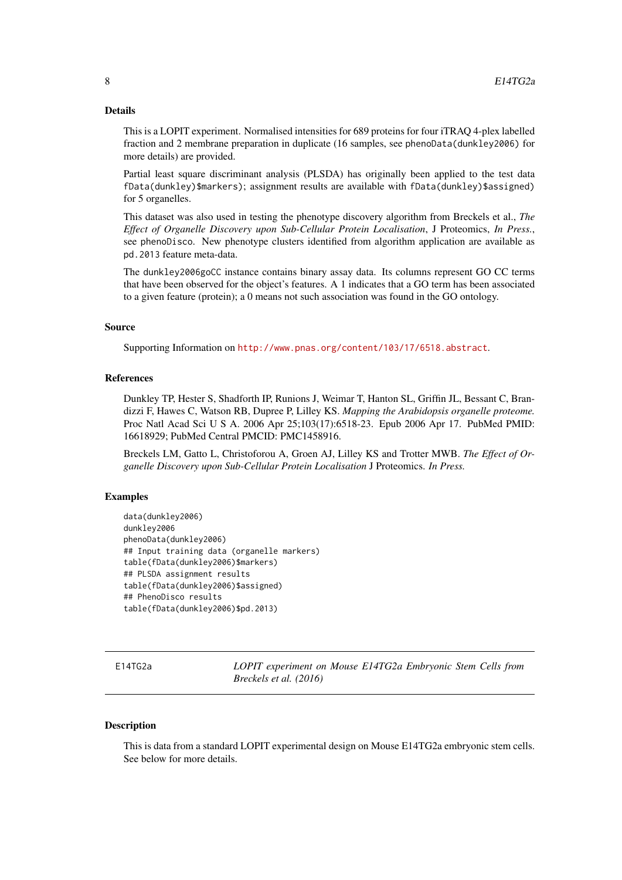### Details

This is a LOPIT experiment. Normalised intensities for 689 proteins for four iTRAQ 4-plex labelled fraction and 2 membrane preparation in duplicate (16 samples, see `phenoData(dunkley2006)` for more details) are provided.

Partial least square discriminant analysis (PLSDA) has originally been applied to the test data `fData(dunkley)$markers`); assignment results are available with `fData(dunkley)$assigned`) for 5 organelles.

This dataset was also used in testing the phenotype discovery algorithm from Breckels et al., *The Effect of Organelle Discovery upon Sub-Cellular Protein Localisation*, J Proteomics, *In Press.*, see `phenoDisco`. New phenotype clusters identified from algorithm application are available as `pd.2013` feature meta-data.

The `dunkley2006goCC` instance contains binary assay data. Its columns represent GO CC terms that have been observed for the object's features. A 1 indicates that a GO term has been associated to a given feature (protein); a 0 means not such association was found in the GO ontology.

### Source

Supporting Information on http://www.pnas.org/content/103/17/6518.abstract.

### References

Dunkley TP, Hester S, Shadforth IP, Runions J, Weimar T, Hanton SL, Griffin JL, Bessant C, Brandizzi F, Hawes C, Watson RB, Dupree P, Lilley KS. *Mapping the Arabidopsis organelle proteome.* Proc Natl Acad Sci U S A. 2006 Apr 25;103(17):6518-23. Epub 2006 Apr 17. PubMed PMID: 16618929; PubMed Central PMCID: PMC1458916.

Breckels LM, Gatto L, Christoforou A, Groen AJ, Lilley KS and Trotter MWB. *The Effect of Organelle Discovery upon Sub-Cellular Protein Localisation* J Proteomics. *In Press.*

### Examples

```
data(dunkley2006)
dunkley2006
phenoData(dunkley2006)
## Input training data (organelle markers)
table(fData(dunkley2006)$markers)
## PLSDA assignment results
table(fData(dunkley2006)$assigned)
## PhenoDisco results
table(fData(dunkley2006)$pd.2013)
```

---

## E14TG2a — *LOPIT experiment on Mouse E14TG2a Embryonic Stem Cells from Breckels et al. (2016)*

### Description

This is data from a standard LOPIT experimental design on Mouse E14TG2a embryonic stem cells. See below for more details.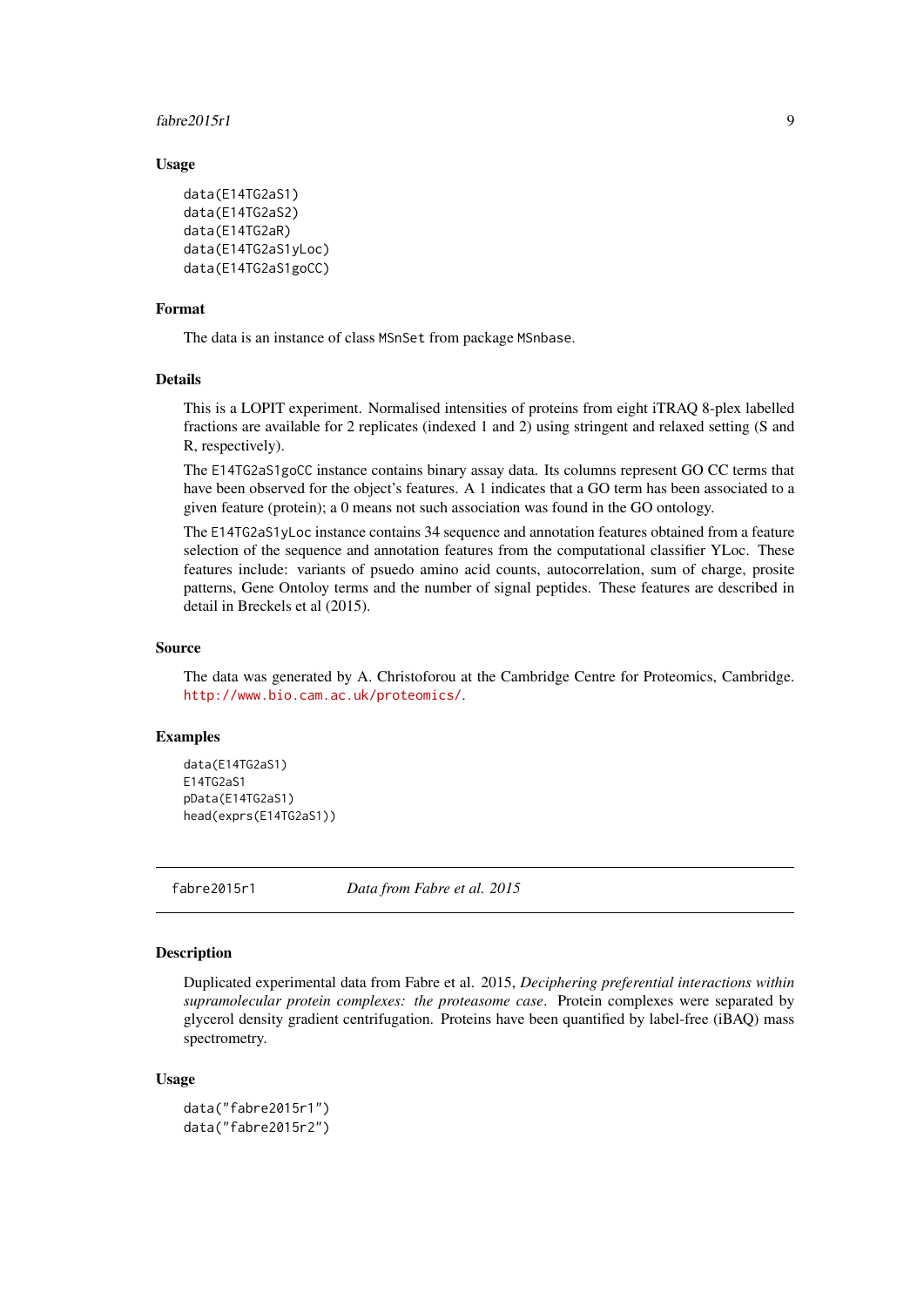### Usage

```
data(E14TG2aS1)
data(E14TG2aS2)
data(E14TG2aR)
data(E14TG2aS1yLoc)
data(E14TG2aS1goCC)
```

### Format

The data is an instance of class `MSnSet` from package `MSnbase`.

### Details

This is a LOPIT experiment. Normalised intensities of proteins from eight iTRAQ 8-plex labelled fractions are available for 2 replicates (indexed 1 and 2) using stringent and relaxed setting (S and R, respectively).

The `E14TG2aS1goCC` instance contains binary assay data. Its columns represent GO CC terms that have been observed for the object's features. A 1 indicates that a GO term has been associated to a given feature (protein); a 0 means not such association was found in the GO ontology.

The `E14TG2aS1yLoc` instance contains 34 sequence and annotation features obtained from a feature selection of the sequence and annotation features from the computational classifier YLoc. These features include: variants of psuedo amino acid counts, autocorrelation, sum of charge, prosite patterns, Gene Ontoloy terms and the number of signal peptides. These features are described in detail in Breckels et al (2015).

### Source

The data was generated by A. Christoforou at the Cambridge Centre for Proteomics, Cambridge. http://www.bio.cam.ac.uk/proteomics/.

### Examples

```
data(E14TG2aS1)
E14TG2aS1
pData(E14TG2aS1)
head(exprs(E14TG2aS1))
```

---

## fabre2015r1 — *Data from Fabre et al. 2015*

### Description

Duplicated experimental data from Fabre et al. 2015, *Deciphering preferential interactions within supramolecular protein complexes: the proteasome case*. Protein complexes were separated by glycerol density gradient centrifugation. Proteins have been quantified by label-free (iBAQ) mass spectrometry.

### Usage

```
data("fabre2015r1")
data("fabre2015r2")
```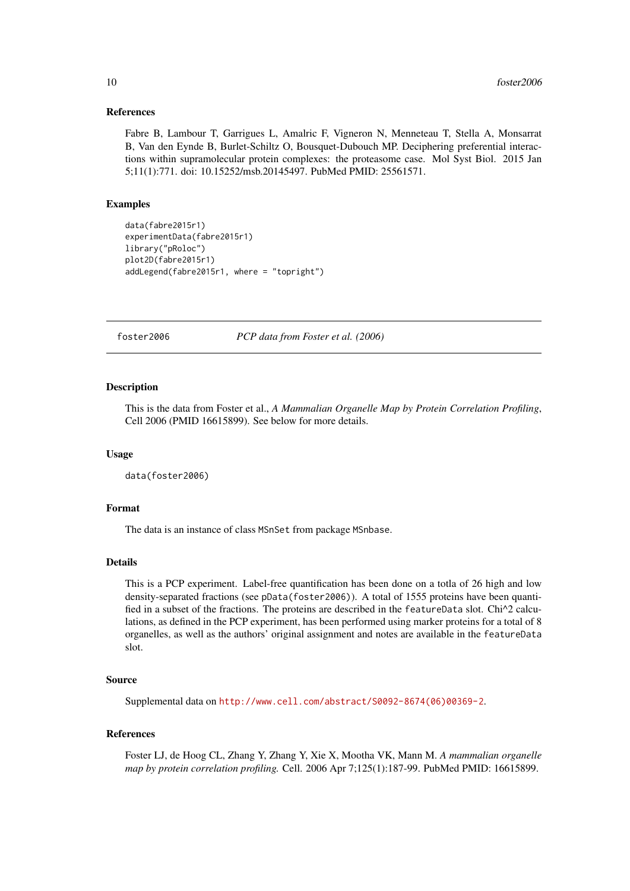### References

Fabre B, Lambour T, Garrigues L, Amalric F, Vigneron N, Menneteau T, Stella A, Monsarrat B, Van den Eynde B, Burlet-Schiltz O, Bousquet-Dubouch MP. Deciphering preferential interactions within supramolecular protein complexes: the proteasome case. Mol Syst Biol. 2015 Jan 5;11(1):771. doi: 10.15252/msb.20145497. PubMed PMID: 25561571.

### Examples

```
data(fabre2015r1)
experimentData(fabre2015r1)
library("pRoloc")
plot2D(fabre2015r1)
addLegend(fabre2015r1, where = "topright")
```

---

## foster2006 — *PCP data from Foster et al. (2006)*

### Description

This is the data from Foster et al., *A Mammalian Organelle Map by Protein Correlation Profiling*, Cell 2006 (PMID 16615899). See below for more details.

### Usage

```
data(foster2006)
```

### Format

The data is an instance of class `MSnSet` from package `MSnbase`.

### Details

This is a PCP experiment. Label-free quantification has been done on a totla of 26 high and low density-separated fractions (see `pData(foster2006)`). A total of 1555 proteins have been quantified in a subset of the fractions. The proteins are described in the `featureData` slot. Chi^2 calculations, as defined in the PCP experiment, has been performed using marker proteins for a total of 8 organelles, as well as the authors' original assignment and notes are available in the `featureData` slot.

### Source

Supplemental data on http://www.cell.com/abstract/S0092-8674(06)00369-2.

### References

Foster LJ, de Hoog CL, Zhang Y, Zhang Y, Xie X, Mootha VK, Mann M. *A mammalian organelle map by protein correlation profiling.* Cell. 2006 Apr 7;125(1):187-99. PubMed PMID: 16615899.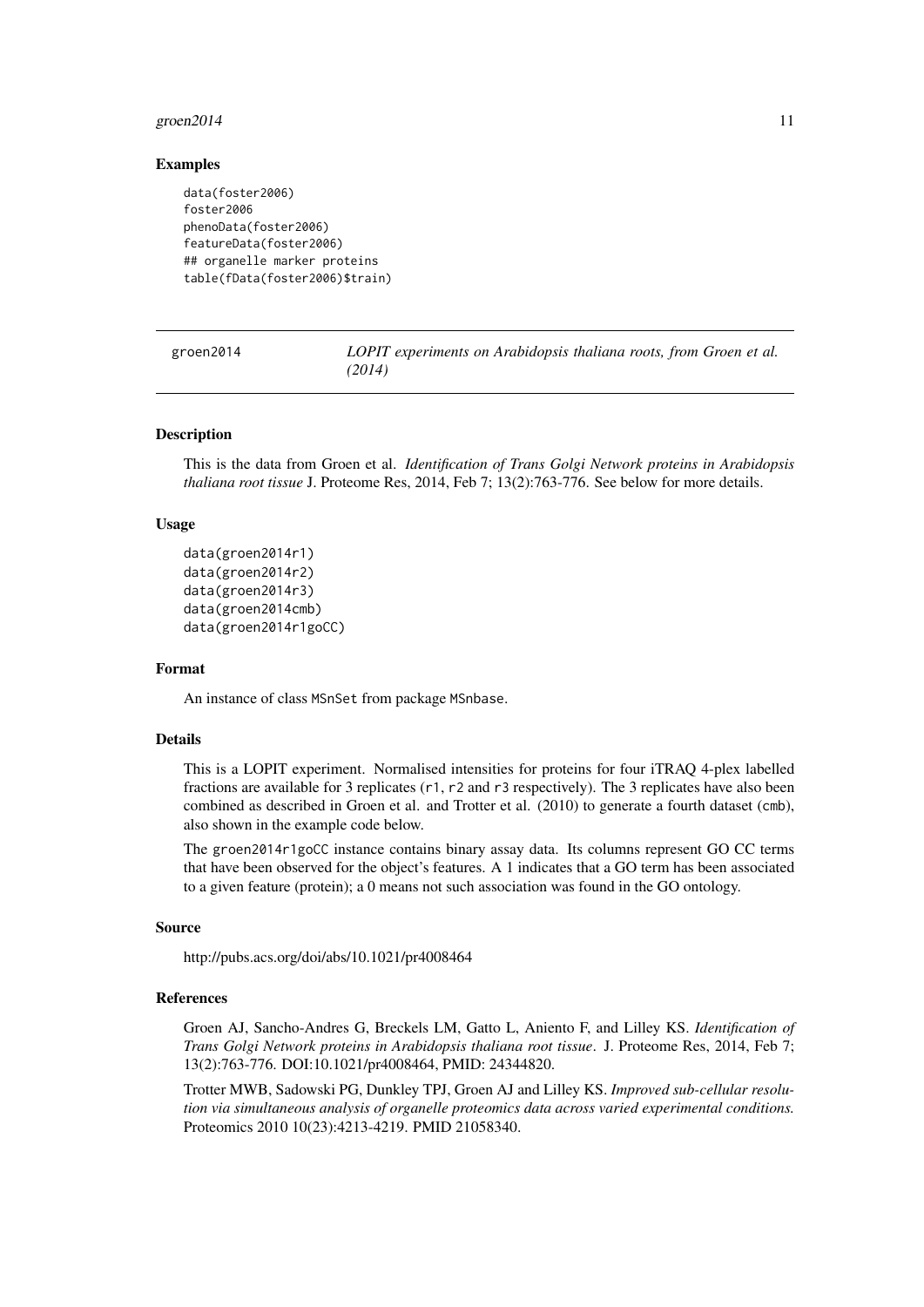### Examples

```
data(foster2006)
foster2006
phenoData(foster2006)
featureData(foster2006)
## organelle marker proteins
table(fData(foster2006)$train)
```

---

## groen2014 — *LOPIT experiments on Arabidopsis thaliana roots, from Groen et al. (2014)*

---

### Description

This is the data from Groen et al. *Identification of Trans Golgi Network proteins in Arabidopsis thaliana root tissue* J. Proteome Res, 2014, Feb 7; 13(2):763-776. See below for more details.

### Usage

```
data(groen2014r1)
data(groen2014r2)
data(groen2014r3)
data(groen2014cmb)
data(groen2014r1goCC)
```

### Format

An instance of class `MSnSet` from package `MSnbase`.

### Details

This is a LOPIT experiment. Normalised intensities for proteins for four iTRAQ 4-plex labelled fractions are available for 3 replicates (`r1`, `r2` and `r3` respectively). The 3 replicates have also been combined as described in Groen et al. and Trotter et al. (2010) to generate a fourth dataset (`cmb`), also shown in the example code below.

The `groen2014r1goCC` instance contains binary assay data. Its columns represent GO CC terms that have been observed for the object's features. A 1 indicates that a GO term has been associated to a given feature (protein); a 0 means not such association was found in the GO ontology.

### Source

http://pubs.acs.org/doi/abs/10.1021/pr4008464

### References

Groen AJ, Sancho-Andres G, Breckels LM, Gatto L, Aniento F, and Lilley KS. *Identification of Trans Golgi Network proteins in Arabidopsis thaliana root tissue*. J. Proteome Res, 2014, Feb 7; 13(2):763-776. DOI:10.1021/pr4008464, PMID: 24344820.

Trotter MWB, Sadowski PG, Dunkley TPJ, Groen AJ and Lilley KS. *Improved sub-cellular resolution via simultaneous analysis of organelle proteomics data across varied experimental conditions.* Proteomics 2010 10(23):4213-4219. PMID 21058340.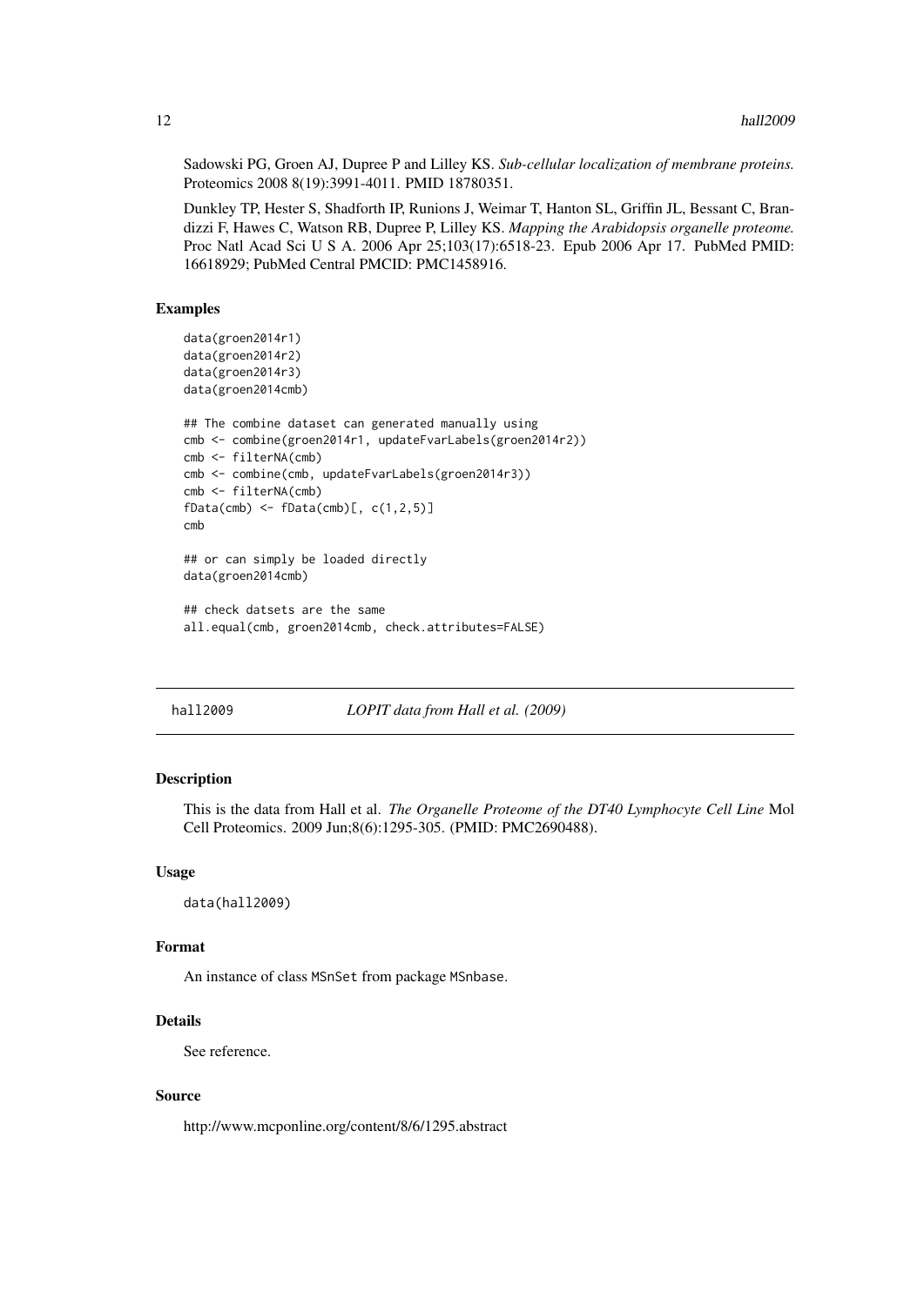Sadowski PG, Groen AJ, Dupree P and Lilley KS. *Sub-cellular localization of membrane proteins.* Proteomics 2008 8(19):3991-4011. PMID 18780351.

Dunkley TP, Hester S, Shadforth IP, Runions J, Weimar T, Hanton SL, Griffin JL, Bessant C, Brandizzi F, Hawes C, Watson RB, Dupree P, Lilley KS. *Mapping the Arabidopsis organelle proteome.* Proc Natl Acad Sci U S A. 2006 Apr 25;103(17):6518-23. Epub 2006 Apr 17. PubMed PMID: 16618929; PubMed Central PMCID: PMC1458916.

### Examples

```
data(groen2014r1)
data(groen2014r2)
data(groen2014r3)
data(groen2014cmb)

## The combine dataset can generated manually using
cmb <- combine(groen2014r1, updateFvarLabels(groen2014r2))
cmb <- filterNA(cmb)
cmb <- combine(cmb, updateFvarLabels(groen2014r3))
cmb <- filterNA(cmb)
fData(cmb) <- fData(cmb)[, c(1,2,5)]
cmb

## or can simply be loaded directly
data(groen2014cmb)

## check datsets are the same
all.equal(cmb, groen2014cmb, check.attributes=FALSE)
```

## hall2009 — *LOPIT data from Hall et al. (2009)*

### Description

This is the data from Hall et al. *The Organelle Proteome of the DT40 Lymphocyte Cell Line* Mol Cell Proteomics. 2009 Jun;8(6):1295-305. (PMID: PMC2690488).

### Usage

```
data(hall2009)
```

### Format

An instance of class MSnSet from package MSnbase.

### Details

See reference.

### Source

http://www.mcponline.org/content/8/6/1295.abstract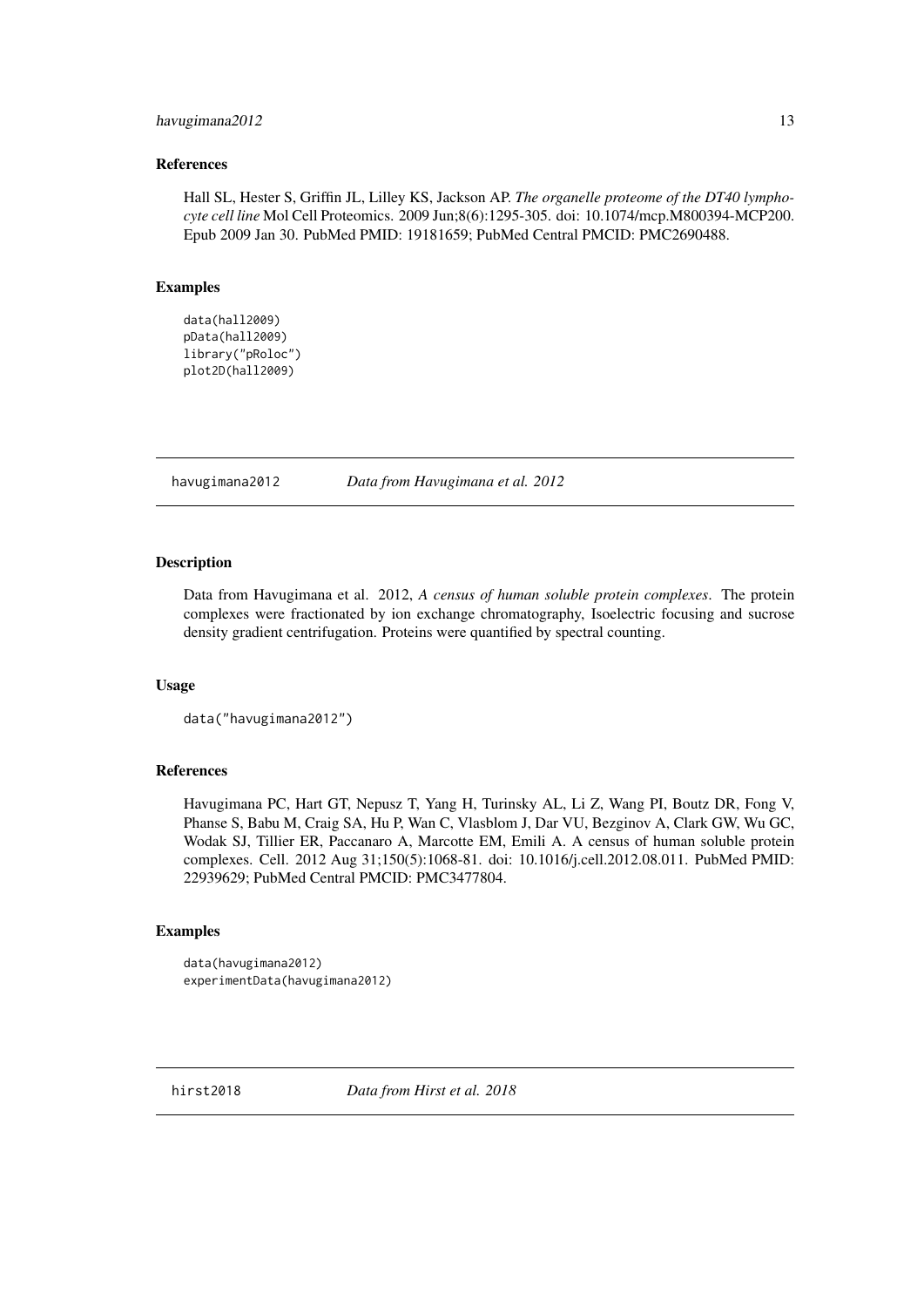### References

Hall SL, Hester S, Griffin JL, Lilley KS, Jackson AP. *The organelle proteome of the DT40 lymphocyte cell line* Mol Cell Proteomics. 2009 Jun;8(6):1295-305. doi: 10.1074/mcp.M800394-MCP200. Epub 2009 Jan 30. PubMed PMID: 19181659; PubMed Central PMCID: PMC2690488.

### Examples

```
data(hall2009)
pData(hall2009)
library("pRoloc")
plot2D(hall2009)
```

---

## havugimana2012 *Data from Havugimana et al. 2012*

---

### Description

Data from Havugimana et al. 2012, *A census of human soluble protein complexes*. The protein complexes were fractionated by ion exchange chromatography, Isoelectric focusing and sucrose density gradient centrifugation. Proteins were quantified by spectral counting.

### Usage

```
data("havugimana2012")
```

### References

Havugimana PC, Hart GT, Nepusz T, Yang H, Turinsky AL, Li Z, Wang PI, Boutz DR, Fong V, Phanse S, Babu M, Craig SA, Hu P, Wan C, Vlasblom J, Dar VU, Bezginov A, Clark GW, Wu GC, Wodak SJ, Tillier ER, Paccanaro A, Marcotte EM, Emili A. A census of human soluble protein complexes. Cell. 2012 Aug 31;150(5):1068-81. doi: 10.1016/j.cell.2012.08.011. PubMed PMID: 22939629; PubMed Central PMCID: PMC3477804.

### Examples

```
data(havugimana2012)
experimentData(havugimana2012)
```

---

## hirst2018 *Data from Hirst et al. 2018*

---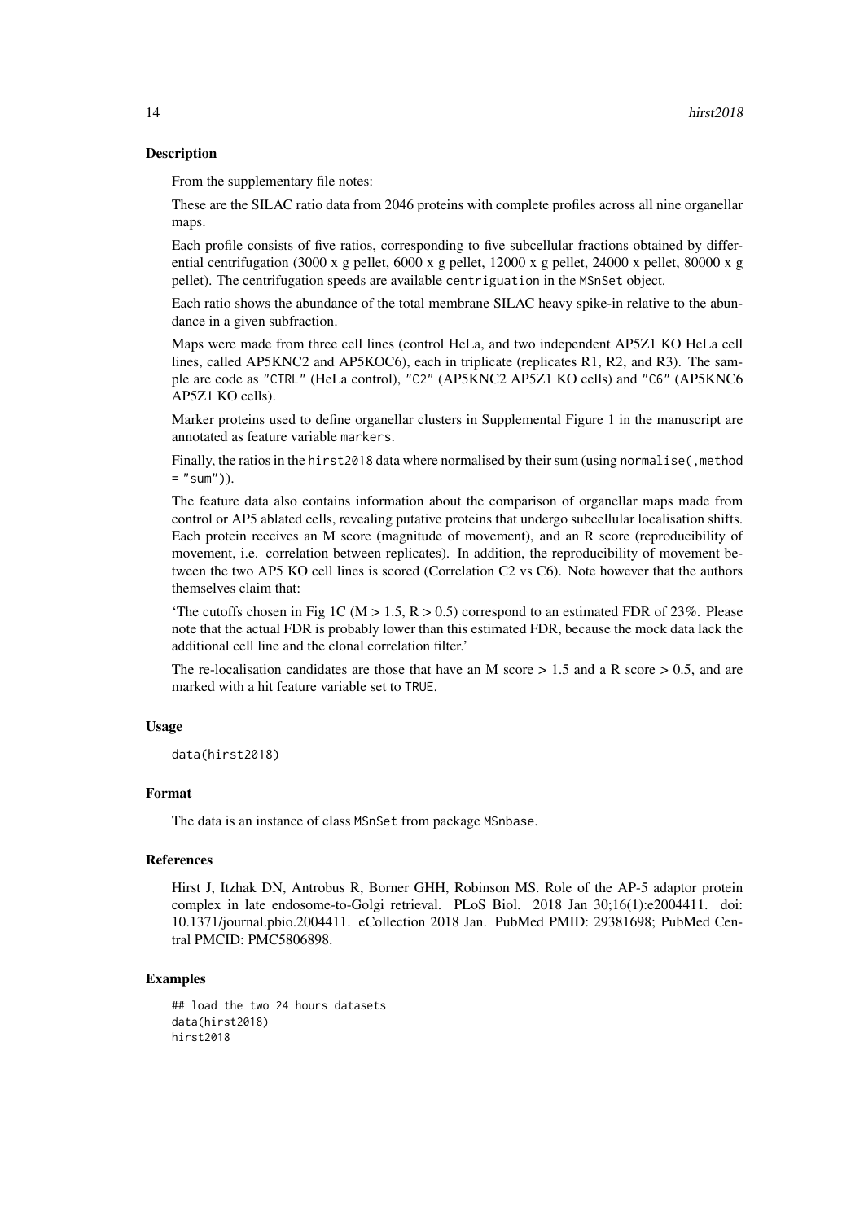## Description

From the supplementary file notes:

These are the SILAC ratio data from 2046 proteins with complete profiles across all nine organellar maps.

Each profile consists of five ratios, corresponding to five subcellular fractions obtained by differential centrifugation (3000 x g pellet, 6000 x g pellet, 12000 x g pellet, 24000 x pellet, 80000 x g pellet). The centrifugation speeds are available `centriguation` in the `MSnSet` object.

Each ratio shows the abundance of the total membrane SILAC heavy spike-in relative to the abundance in a given subfraction.

Maps were made from three cell lines (control HeLa, and two independent AP5Z1 KO HeLa cell lines, called AP5KNC2 and AP5KOC6), each in triplicate (replicates R1, R2, and R3). The sample are code as `"CTRL"` (HeLa control), `"C2"` (AP5KNC2 AP5Z1 KO cells) and `"C6"` (AP5KNC6 AP5Z1 KO cells).

Marker proteins used to define organellar clusters in Supplemental Figure 1 in the manuscript are annotated as feature variable `markers`.

Finally, the ratios in the `hirst2018` data where normalised by their sum (using `normalise(,method = "sum")`).

The feature data also contains information about the comparison of organellar maps made from control or AP5 ablated cells, revealing putative proteins that undergo subcellular localisation shifts. Each protein receives an M score (magnitude of movement), and an R score (reproducibility of movement, i.e. correlation between replicates). In addition, the reproducibility of movement between the two AP5 KO cell lines is scored (Correlation C2 vs C6). Note however that the authors themselves claim that:

'The cutoffs chosen in Fig 1C ($M > 1.5$, $R > 0.5$) correspond to an estimated FDR of 23%. Please note that the actual FDR is probably lower than this estimated FDR, because the mock data lack the additional cell line and the clonal correlation filter.'

The re-localisation candidates are those that have an M score $> 1.5$ and a R score $> 0.5$, and are marked with a hit feature variable set to `TRUE`.

## Usage

```
data(hirst2018)
```

## Format

The data is an instance of class `MSnSet` from package `MSnbase`.

## References

Hirst J, Itzhak DN, Antrobus R, Borner GHH, Robinson MS. Role of the AP-5 adaptor protein complex in late endosome-to-Golgi retrieval. PLoS Biol. 2018 Jan 30;16(1):e2004411. doi: 10.1371/journal.pbio.2004411. eCollection 2018 Jan. PubMed PMID: 29381698; PubMed Central PMCID: PMC5806898.

## Examples

```
## load the two 24 hours datasets
data(hirst2018)
hirst2018
```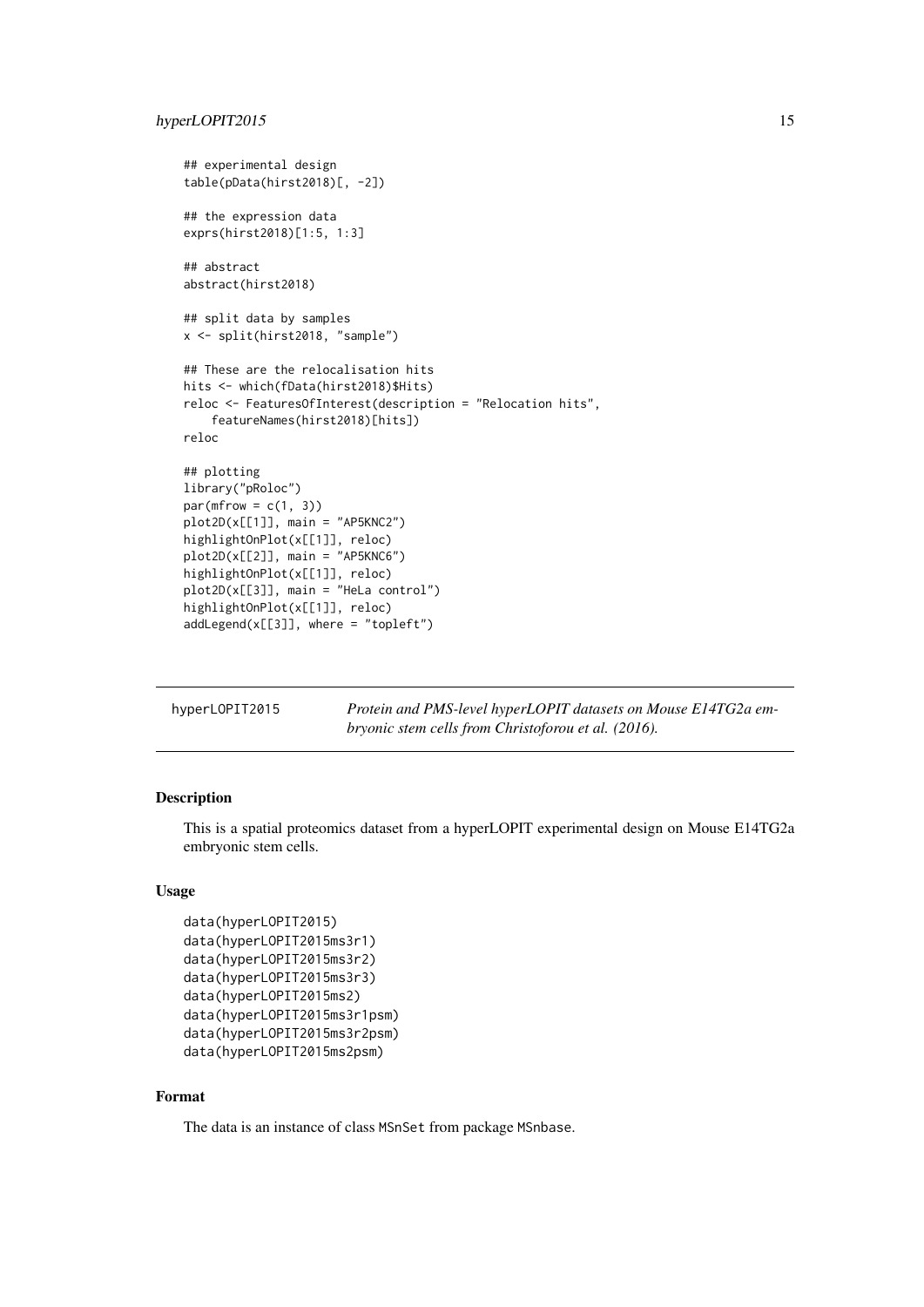```
## experimental design
table(pData(hirst2018)[, -2])

## the expression data
exprs(hirst2018)[1:5, 1:3]

## abstract
abstract(hirst2018)

## split data by samples
x <- split(hirst2018, "sample")

## These are the relocalisation hits
hits <- which(fData(hirst2018)$Hits)
reloc <- FeaturesOfInterest(description = "Relocation hits",
    featureNames(hirst2018)[hits])
reloc

## plotting
library("pRoloc")
par(mfrow = c(1, 3))
plot2D(x[[1]], main = "AP5KNC2")
highlightOnPlot(x[[1]], reloc)
plot2D(x[[2]], main = "AP5KNC6")
highlightOnPlot(x[[1]], reloc)
plot2D(x[[3]], main = "HeLa control")
highlightOnPlot(x[[1]], reloc)
addLegend(x[[3]], where = "topleft")
```

---

hyperLOPIT2015 — *Protein and PMS-level hyperLOPIT datasets on Mouse E14TG2a embryonic stem cells from Christoforou et al. (2016).*

---

### Description

This is a spatial proteomics dataset from a hyperLOPIT experimental design on Mouse E14TG2a embryonic stem cells.

### Usage

```
data(hyperLOPIT2015)
data(hyperLOPIT2015ms3r1)
data(hyperLOPIT2015ms3r2)
data(hyperLOPIT2015ms3r3)
data(hyperLOPIT2015ms2)
data(hyperLOPIT2015ms3r1psm)
data(hyperLOPIT2015ms3r2psm)
data(hyperLOPIT2015ms2psm)
```

### Format

The data is an instance of class MSnSet from package MSnbase.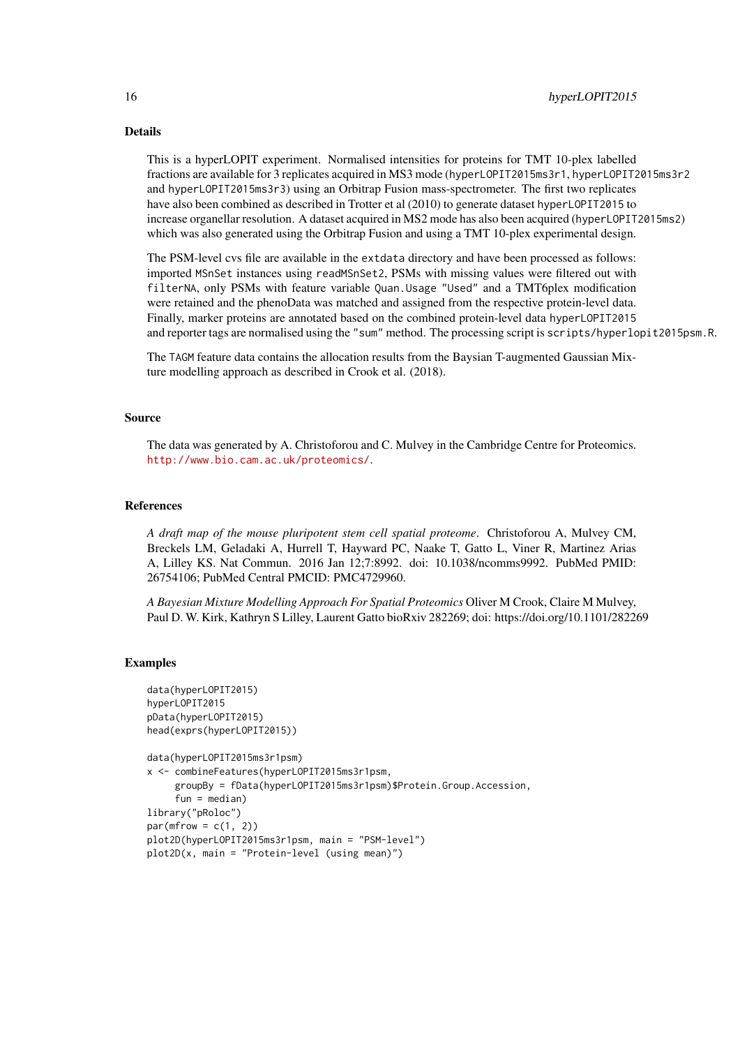## Details

This is a hyperLOPIT experiment. Normalised intensities for proteins for TMT 10-plex labelled fractions are available for 3 replicates acquired in MS3 mode (`hyperLOPIT2015ms3r1`, `hyperLOPIT2015ms3r2` and `hyperLOPIT2015ms3r3`) using an Orbitrap Fusion mass-spectrometer. The first two replicates have also been combined as described in Trotter et al (2010) to generate dataset `hyperLOPIT2015` to increase organellar resolution. A dataset acquired in MS2 mode has also been acquired (`hyperLOPIT2015ms2`) which was also generated using the Orbitrap Fusion and using a TMT 10-plex experimental design.

The PSM-level cvs file are available in the `extdata` directory and have been processed as follows: imported `MSnSet` instances using `readMSnSet2`, PSMs with missing values were filtered out with `filterNA`, only PSMs with feature variable `Quan.Usage` `"Used"` and a TMT6plex modification were retained and the phenoData was matched and assigned from the respective protein-level data. Finally, marker proteins are annotated based on the combined protein-level data `hyperLOPIT2015` and reporter tags are normalised using the `"sum"` method. The processing script is `scripts/hyperlopit2015psm.R`.

The `TAGM` feature data contains the allocation results from the Baysian T-augmented Gaussian Mixture modelling approach as described in Crook et al. (2018).

## Source

The data was generated by A. Christoforou and C. Mulvey in the Cambridge Centre for Proteomics. http://www.bio.cam.ac.uk/proteomics/.

## References

*A draft map of the mouse pluripotent stem cell spatial proteome*. Christoforou A, Mulvey CM, Breckels LM, Geladaki A, Hurrell T, Hayward PC, Naake T, Gatto L, Viner R, Martinez Arias A, Lilley KS. Nat Commun. 2016 Jan 12;7:8992. doi: 10.1038/ncomms9992. PubMed PMID: 26754106; PubMed Central PMCID: PMC4729960.

*A Bayesian Mixture Modelling Approach For Spatial Proteomics* Oliver M Crook, Claire M Mulvey, Paul D. W. Kirk, Kathryn S Lilley, Laurent Gatto bioRxiv 282269; doi: https://doi.org/10.1101/282269

## Examples

```
data(hyperLOPIT2015)
hyperLOPIT2015
pData(hyperLOPIT2015)
head(exprs(hyperLOPIT2015))

data(hyperLOPIT2015ms3r1psm)
x <- combineFeatures(hyperLOPIT2015ms3r1psm,
     groupBy = fData(hyperLOPIT2015ms3r1psm)$Protein.Group.Accession,
     fun = median)
library("pRoloc")
par(mfrow = c(1, 2))
plot2D(hyperLOPIT2015ms3r1psm, main = "PSM-level")
plot2D(x, main = "Protein-level (using mean)")
```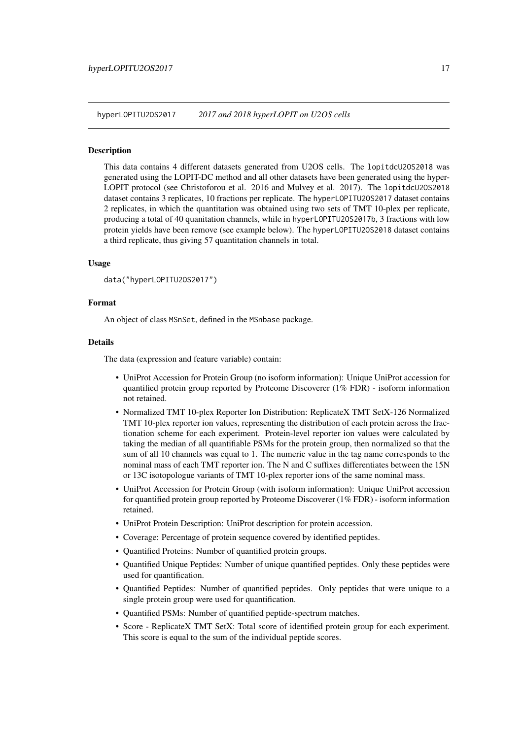`hyperLOPITU2OS2017` *2017 and 2018 hyperLOPIT on U2OS cells*

### Description

This data contains 4 different datasets generated from U2OS cells. The `lopitdcU2OS2018` was generated using the LOPIT-DC method and all other datasets have been generated using the hyper-LOPIT protocol (see Christoforou et al. 2016 and Mulvey et al. 2017). The `lopitdcU2OS2018` dataset contains 3 replicates, 10 fractions per replicate. The `hyperLOPITU2OS2017` dataset contains 2 replicates, in which the quantitation was obtained using two sets of TMT 10-plex per replicate, producing a total of 40 quanitation channels, while in `hyperLOPITU2OS2017b`, 3 fractions with low protein yields have been remove (see example below). The `hyperLOPITU2OS2018` dataset contains a third replicate, thus giving 57 quantitation channels in total.

### Usage

```
data("hyperLOPITU2OS2017")
```

### Format

An object of class `MSnSet`, defined in the `MSnbase` package.

### Details

The data (expression and feature variable) contain:

- UniProt Accession for Protein Group (no isoform information): Unique UniProt accession for quantified protein group reported by Proteome Discoverer (1% FDR) - isoform information not retained.
- Normalized TMT 10-plex Reporter Ion Distribution: ReplicateX TMT SetX-126 Normalized TMT 10-plex reporter ion values, representing the distribution of each protein across the fractionation scheme for each experiment. Protein-level reporter ion values were calculated by taking the median of all quantifiable PSMs for the protein group, then normalized so that the sum of all 10 channels was equal to 1. The numeric value in the tag name corresponds to the nominal mass of each TMT reporter ion. The N and C suffixes differentiates between the 15N or 13C isotopologue variants of TMT 10-plex reporter ions of the same nominal mass.
- UniProt Accession for Protein Group (with isoform information): Unique UniProt accession for quantified protein group reported by Proteome Discoverer (1% FDR) - isoform information retained.
- UniProt Protein Description: UniProt description for protein accession.
- Coverage: Percentage of protein sequence covered by identified peptides.
- Quantified Proteins: Number of quantified protein groups.
- Quantified Unique Peptides: Number of unique quantified peptides. Only these peptides were used for quantification.
- Quantified Peptides: Number of quantified peptides. Only peptides that were unique to a single protein group were used for quantification.
- Quantified PSMs: Number of quantified peptide-spectrum matches.
- Score - ReplicateX TMT SetX: Total score of identified protein group for each experiment. This score is equal to the sum of the individual peptide scores.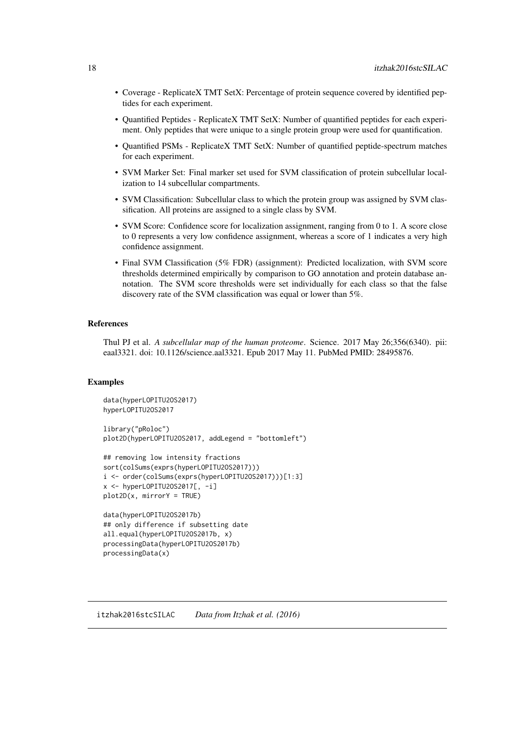- Coverage - ReplicateX TMT SetX: Percentage of protein sequence covered by identified peptides for each experiment.
- Quantified Peptides - ReplicateX TMT SetX: Number of quantified peptides for each experiment. Only peptides that were unique to a single protein group were used for quantification.
- Quantified PSMs - ReplicateX TMT SetX: Number of quantified peptide-spectrum matches for each experiment.
- SVM Marker Set: Final marker set used for SVM classification of protein subcellular localization to 14 subcellular compartments.
- SVM Classification: Subcellular class to which the protein group was assigned by SVM classification. All proteins are assigned to a single class by SVM.
- SVM Score: Confidence score for localization assignment, ranging from 0 to 1. A score close to 0 represents a very low confidence assignment, whereas a score of 1 indicates a very high confidence assignment.
- Final SVM Classification (5% FDR) (assignment): Predicted localization, with SVM score thresholds determined empirically by comparison to GO annotation and protein database annotation. The SVM score thresholds were set individually for each class so that the false discovery rate of the SVM classification was equal or lower than 5%.

### References

Thul PJ et al. *A subcellular map of the human proteome*. Science. 2017 May 26;356(6340). pii: eaal3321. doi: 10.1126/science.aal3321. Epub 2017 May 11. PubMed PMID: 28495876.

### Examples

```
data(hyperLOPITU2OS2017)
hyperLOPITU2OS2017

library("pRoloc")
plot2D(hyperLOPITU2OS2017, addLegend = "bottomleft")

## removing low intensity fractions
sort(colSums(exprs(hyperLOPITU2OS2017)))
i <- order(colSums(exprs(hyperLOPITU2OS2017)))[1:3]
x <- hyperLOPITU2OS2017[, -i]
plot2D(x, mirrorY = TRUE)

data(hyperLOPITU2OS2017b)
## only difference if subsetting date
all.equal(hyperLOPITU2OS2017b, x)
processingData(hyperLOPITU2OS2017b)
processingData(x)
```

## itzhak2016stcSILAC *Data from Itzhak et al. (2016)*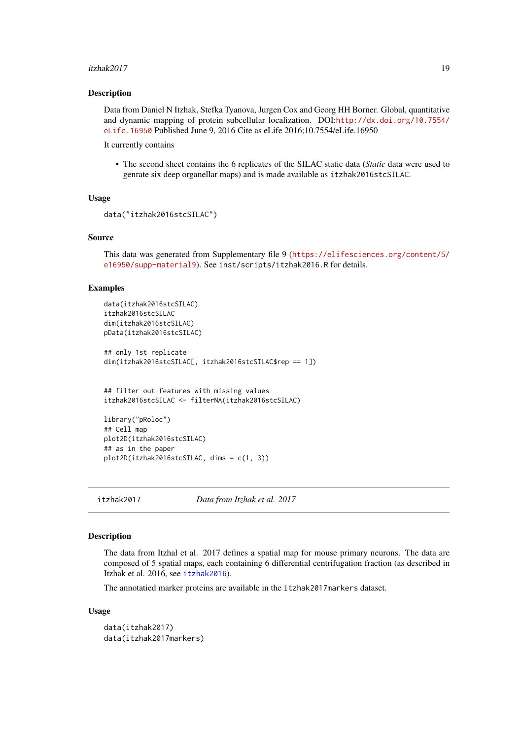### Description

Data from Daniel N Itzhak, Stefka Tyanova, Jurgen Cox and Georg HH Borner. Global, quantitative and dynamic mapping of protein subcellular localization. DOI:http://dx.doi.org/10.7554/eLife.16950 Published June 9, 2016 Cite as eLife 2016;10.7554/eLife.16950

It currently contains

- The second sheet contains the 6 replicates of the SILAC static data (*Static* data were used to genrate six deep organellar maps) and is made available as `itzhak2016stcSILAC`.

### Usage

```
data("itzhak2016stcSILAC")
```

### Source

This data was generated from Supplementary file 9 (https://elifesciences.org/content/5/e16950/supp-material9). See `inst/scripts/itzhak2016.R` for details.

### Examples

```
data(itzhak2016stcSILAC)
itzhak2016stcSILAC
dim(itzhak2016stcSILAC)
pData(itzhak2016stcSILAC)

## only 1st replicate
dim(itzhak2016stcSILAC[, itzhak2016stcSILAC$rep == 1])


## filter out features with missing values
itzhak2016stcSILAC <- filterNA(itzhak2016stcSILAC)

library("pRoloc")
## Cell map
plot2D(itzhak2016stcSILAC)
## as in the paper
plot2D(itzhak2016stcSILAC, dims = c(1, 3))
```

---

## itzhak2017 *Data from Itzhak et al. 2017*

### Description

The data from Itzhal et al. 2017 defines a spatial map for mouse primary neurons. The data are composed of 5 spatial maps, each containing 6 differential centrifugation fraction (as described in Itzhak et al. 2016, see itzhak2016).

The annotatied marker proteins are available in the `itzhak2017markers` dataset.

### Usage

```
data(itzhak2017)
data(itzhak2017markers)
```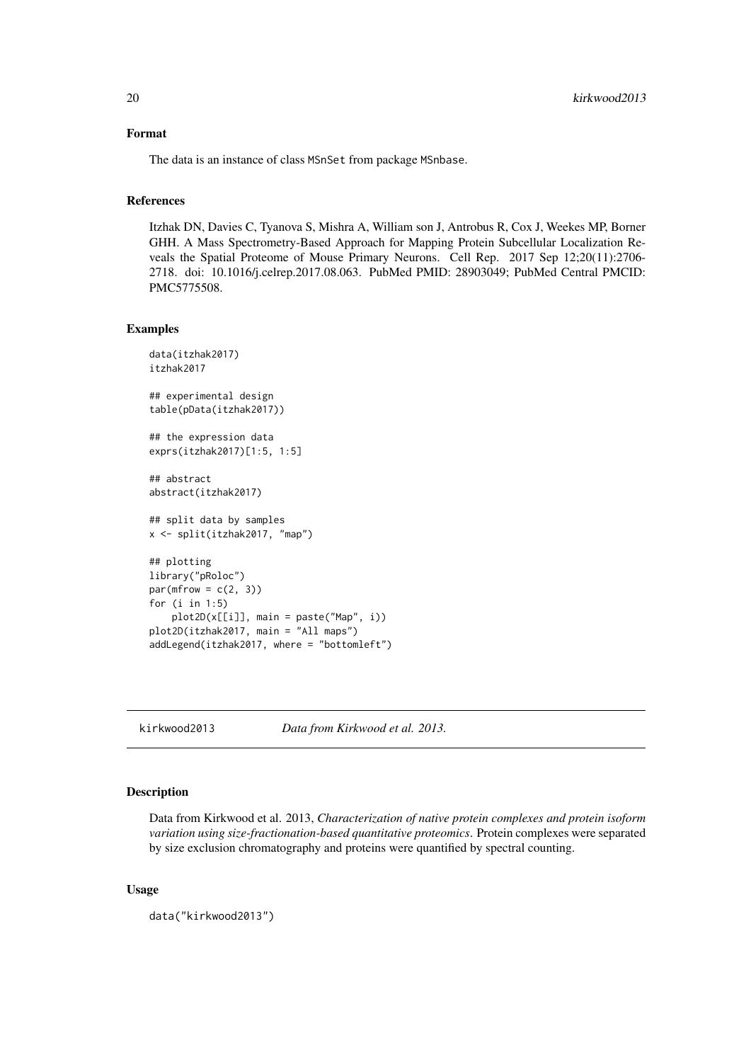### Format

The data is an instance of class MSnSet from package MSnbase.

### References

Itzhak DN, Davies C, Tyanova S, Mishra A, William son J, Antrobus R, Cox J, Weekes MP, Borner GHH. A Mass Spectrometry-Based Approach for Mapping Protein Subcellular Localization Reveals the Spatial Proteome of Mouse Primary Neurons. Cell Rep. 2017 Sep 12;20(11):2706-2718. doi: 10.1016/j.celrep.2017.08.063. PubMed PMID: 28903049; PubMed Central PMCID: PMC5775508.

### Examples

```
data(itzhak2017)
itzhak2017

## experimental design
table(pData(itzhak2017))

## the expression data
exprs(itzhak2017)[1:5, 1:5]

## abstract
abstract(itzhak2017)

## split data by samples
x <- split(itzhak2017, "map")

## plotting
library("pRoloc")
par(mfrow = c(2, 3))
for (i in 1:5)
    plot2D(x[[i]], main = paste("Map", i))
plot2D(itzhak2017, main = "All maps")
addLegend(itzhak2017, where = "bottomleft")
```

---

## kirkwood2013 *Data from Kirkwood et al. 2013.*

---

### Description

Data from Kirkwood et al. 2013, *Characterization of native protein complexes and protein isoform variation using size-fractionation-based quantitative proteomics*. Protein complexes were separated by size exclusion chromatography and proteins were quantified by spectral counting.

### Usage

```
data("kirkwood2013")
```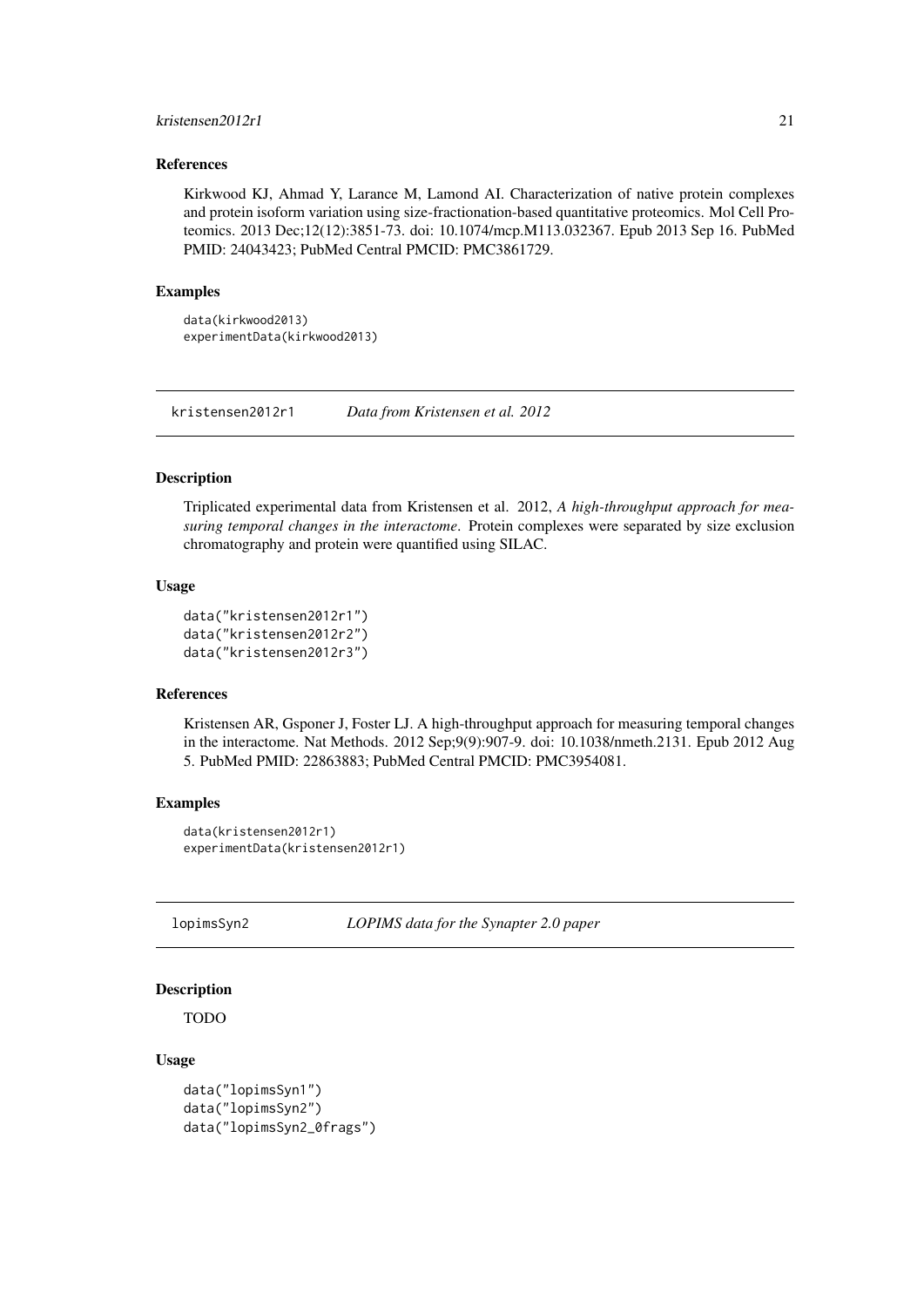### References

Kirkwood KJ, Ahmad Y, Larance M, Lamond AI. Characterization of native protein complexes and protein isoform variation using size-fractionation-based quantitative proteomics. Mol Cell Proteomics. 2013 Dec;12(12):3851-73. doi: 10.1074/mcp.M113.032367. Epub 2013 Sep 16. PubMed PMID: 24043423; PubMed Central PMCID: PMC3861729.

### Examples

```
data(kirkwood2013)
experimentData(kirkwood2013)
```

## kristensen2012r1 *Data from Kristensen et al. 2012*

### Description

Triplicated experimental data from Kristensen et al. 2012, *A high-throughput approach for measuring temporal changes in the interactome*. Protein complexes were separated by size exclusion chromatography and protein were quantified using SILAC.

### Usage

```
data("kristensen2012r1")
data("kristensen2012r2")
data("kristensen2012r3")
```

### References

Kristensen AR, Gsponer J, Foster LJ. A high-throughput approach for measuring temporal changes in the interactome. Nat Methods. 2012 Sep;9(9):907-9. doi: 10.1038/nmeth.2131. Epub 2012 Aug 5. PubMed PMID: 22863883; PubMed Central PMCID: PMC3954081.

### Examples

```
data(kristensen2012r1)
experimentData(kristensen2012r1)
```

## lopimsSyn2 *LOPIMS data for the Synapter 2.0 paper*

### Description

TODO

### Usage

```
data("lopimsSyn1")
data("lopimsSyn2")
data("lopimsSyn2_0frags")
```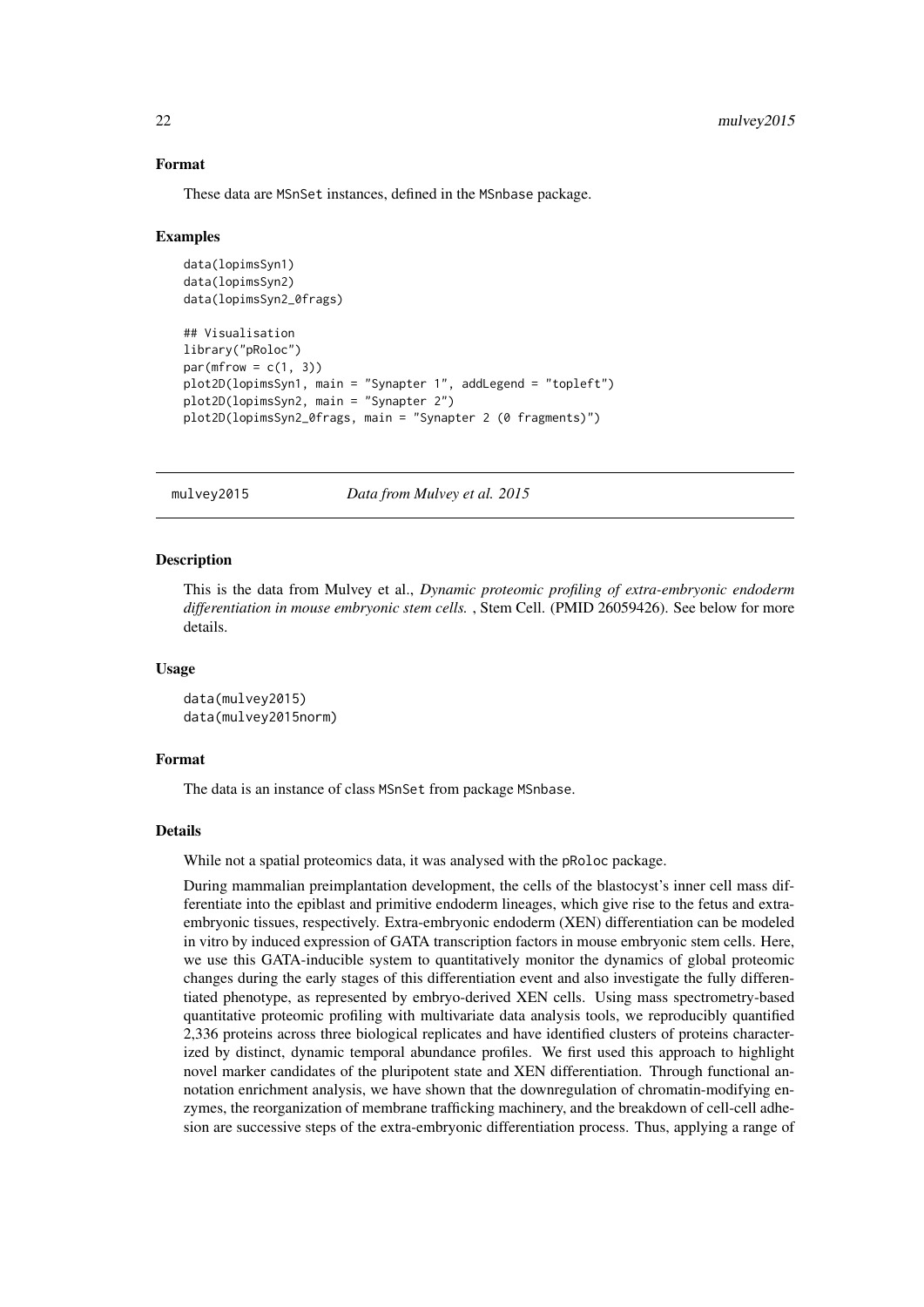### Format

These data are MSnSet instances, defined in the MSnbase package.

### Examples

```
data(lopimsSyn1)
data(lopimsSyn2)
data(lopimsSyn2_0frags)

## Visualisation
library("pRoloc")
par(mfrow = c(1, 3))
plot2D(lopimsSyn1, main = "Synapter 1", addLegend = "topleft")
plot2D(lopimsSyn2, main = "Synapter 2")
plot2D(lopimsSyn2_0frags, main = "Synapter 2 (0 fragments)")
```

## mulvey2015 — *Data from Mulvey et al. 2015*

### Description

This is the data from Mulvey et al., *Dynamic proteomic profiling of extra-embryonic endoderm differentiation in mouse embryonic stem cells.* , Stem Cell. (PMID 26059426). See below for more details.

### Usage

```
data(mulvey2015)
data(mulvey2015norm)
```

### Format

The data is an instance of class MSnSet from package MSnbase.

### Details

While not a spatial proteomics data, it was analysed with the pRoloc package.

During mammalian preimplantation development, the cells of the blastocyst's inner cell mass differentiate into the epiblast and primitive endoderm lineages, which give rise to the fetus and extra-embryonic tissues, respectively. Extra-embryonic endoderm (XEN) differentiation can be modeled in vitro by induced expression of GATA transcription factors in mouse embryonic stem cells. Here, we use this GATA-inducible system to quantitatively monitor the dynamics of global proteomic changes during the early stages of this differentiation event and also investigate the fully differentiated phenotype, as represented by embryo-derived XEN cells. Using mass spectrometry-based quantitative proteomic profiling with multivariate data analysis tools, we reproducibly quantified 2,336 proteins across three biological replicates and have identified clusters of proteins characterized by distinct, dynamic temporal abundance profiles. We first used this approach to highlight novel marker candidates of the pluripotent state and XEN differentiation. Through functional annotation enrichment analysis, we have shown that the downregulation of chromatin-modifying enzymes, the reorganization of membrane trafficking machinery, and the breakdown of cell-cell adhesion are successive steps of the extra-embryonic differentiation process. Thus, applying a range of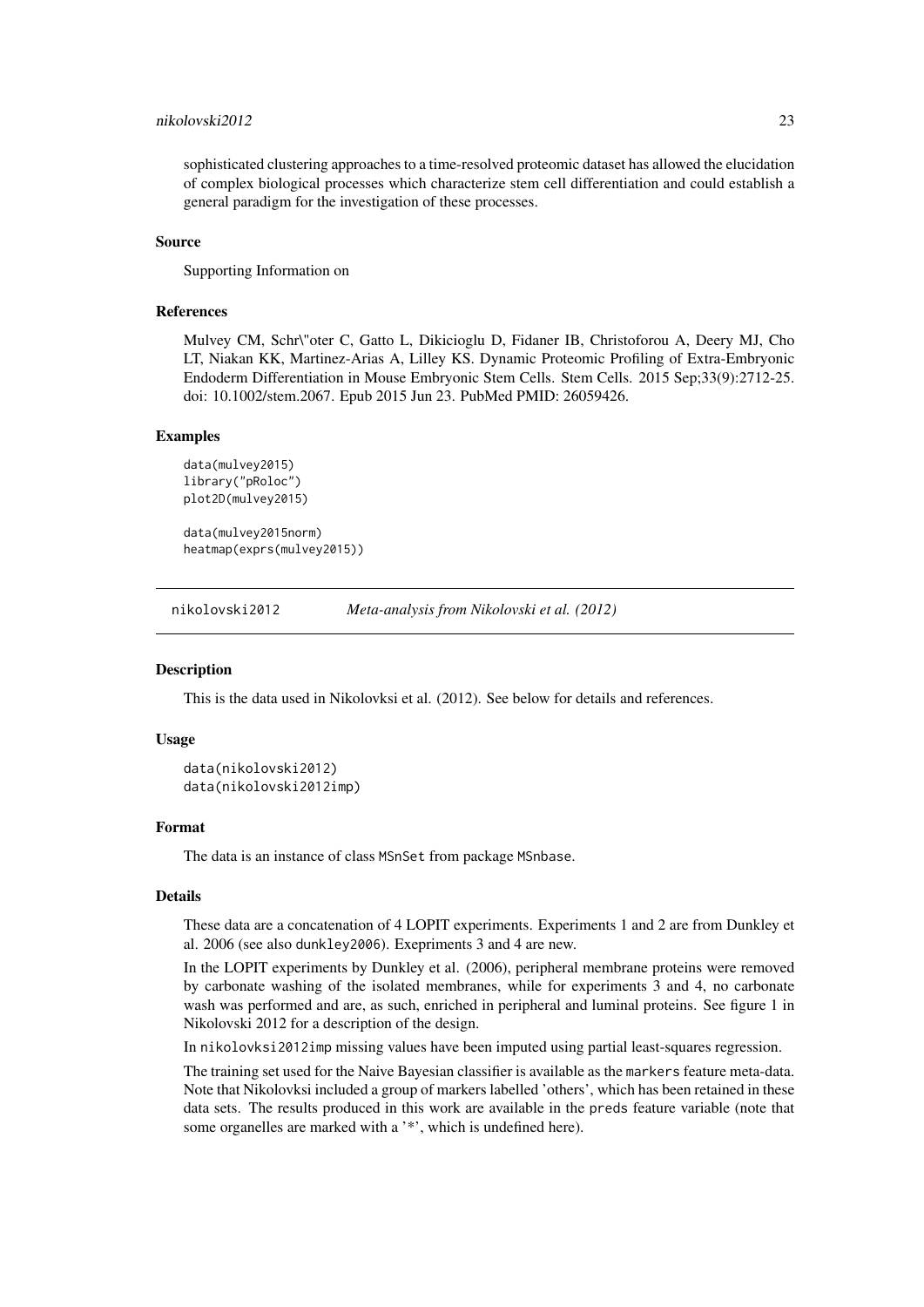sophisticated clustering approaches to a time-resolved proteomic dataset has allowed the elucidation of complex biological processes which characterize stem cell differentiation and could establish a general paradigm for the investigation of these processes.

### Source

Supporting Information on

### References

Mulvey CM, Schr\"oter C, Gatto L, Dikicioglu D, Fidaner IB, Christoforou A, Deery MJ, Cho LT, Niakan KK, Martinez-Arias A, Lilley KS. Dynamic Proteomic Profiling of Extra-Embryonic Endoderm Differentiation in Mouse Embryonic Stem Cells. Stem Cells. 2015 Sep;33(9):2712-25. doi: 10.1002/stem.2067. Epub 2015 Jun 23. PubMed PMID: 26059426.

### Examples

```
data(mulvey2015)
library("pRoloc")
plot2D(mulvey2015)

data(mulvey2015norm)
heatmap(exprs(mulvey2015))
```

---

## nikolovski2012 — *Meta-analysis from Nikolovski et al. (2012)*

### Description

This is the data used in Nikolovksi et al. (2012). See below for details and references.

### Usage

```
data(nikolovski2012)
data(nikolovski2012imp)
```

### Format

The data is an instance of class `MSnSet` from package `MSnbase`.

### Details

These data are a concatenation of 4 LOPIT experiments. Experiments 1 and 2 are from Dunkley et al. 2006 (see also `dunkley2006`). Exepriments 3 and 4 are new.

In the LOPIT experiments by Dunkley et al. (2006), peripheral membrane proteins were removed by carbonate washing of the isolated membranes, while for experiments 3 and 4, no carbonate wash was performed and are, as such, enriched in peripheral and luminal proteins. See figure 1 in Nikolovski 2012 for a description of the design.

In `nikolovksi2012imp` missing values have been imputed using partial least-squares regression.

The training set used for the Naive Bayesian classifier is available as the `markers` feature meta-data. Note that Nikolovksi included a group of markers labelled 'others', which has been retained in these data sets. The results produced in this work are available in the `preds` feature variable (note that some organelles are marked with a '*', which is undefined here).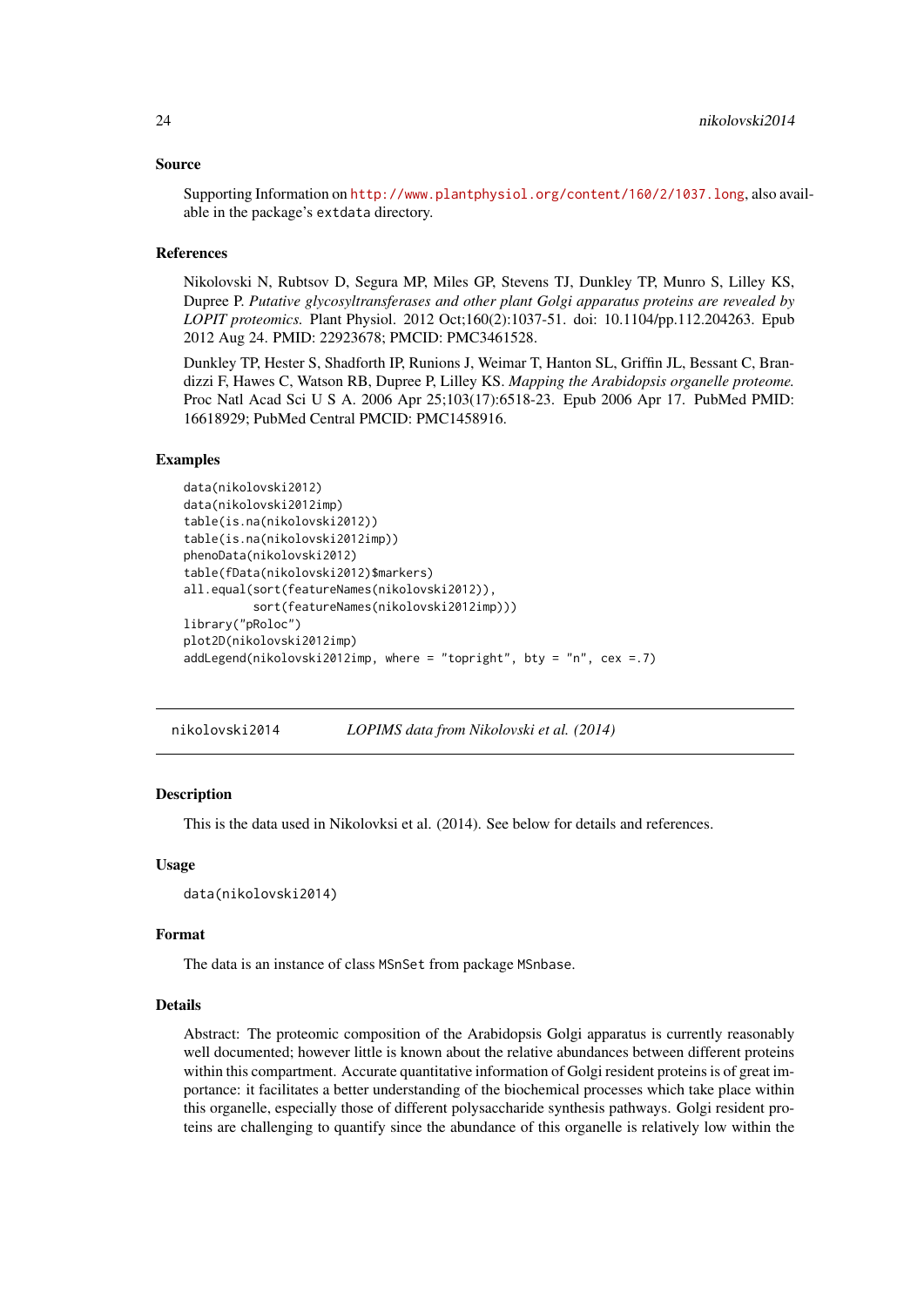### Source

Supporting Information on http://www.plantphysiol.org/content/160/2/1037.long, also available in the package's extdata directory.

### References

Nikolovski N, Rubtsov D, Segura MP, Miles GP, Stevens TJ, Dunkley TP, Munro S, Lilley KS, Dupree P. *Putative glycosyltransferases and other plant Golgi apparatus proteins are revealed by LOPIT proteomics.* Plant Physiol. 2012 Oct;160(2):1037-51. doi: 10.1104/pp.112.204263. Epub 2012 Aug 24. PMID: 22923678; PMCID: PMC3461528.

Dunkley TP, Hester S, Shadforth IP, Runions J, Weimar T, Hanton SL, Griffin JL, Bessant C, Brandizzi F, Hawes C, Watson RB, Dupree P, Lilley KS. *Mapping the Arabidopsis organelle proteome.* Proc Natl Acad Sci U S A. 2006 Apr 25;103(17):6518-23. Epub 2006 Apr 17. PubMed PMID: 16618929; PubMed Central PMCID: PMC1458916.

### Examples

```
data(nikolovski2012)
data(nikolovski2012imp)
table(is.na(nikolovski2012))
table(is.na(nikolovski2012imp))
phenoData(nikolovski2012)
table(fData(nikolovski2012)$markers)
all.equal(sort(featureNames(nikolovski2012)),
          sort(featureNames(nikolovski2012imp)))
library("pRoloc")
plot2D(nikolovski2012imp)
addLegend(nikolovski2012imp, where = "topright", bty = "n", cex =.7)
```

---

## nikolovski2014 *LOPIMS data from Nikolovski et al. (2014)*

### Description

This is the data used in Nikolovksi et al. (2014). See below for details and references.

### Usage

```
data(nikolovski2014)
```

### Format

The data is an instance of class MSnSet from package MSnbase.

### Details

Abstract: The proteomic composition of the Arabidopsis Golgi apparatus is currently reasonably well documented; however little is known about the relative abundances between different proteins within this compartment. Accurate quantitative information of Golgi resident proteins is of great importance: it facilitates a better understanding of the biochemical processes which take place within this organelle, especially those of different polysaccharide synthesis pathways. Golgi resident proteins are challenging to quantify since the abundance of this organelle is relatively low within the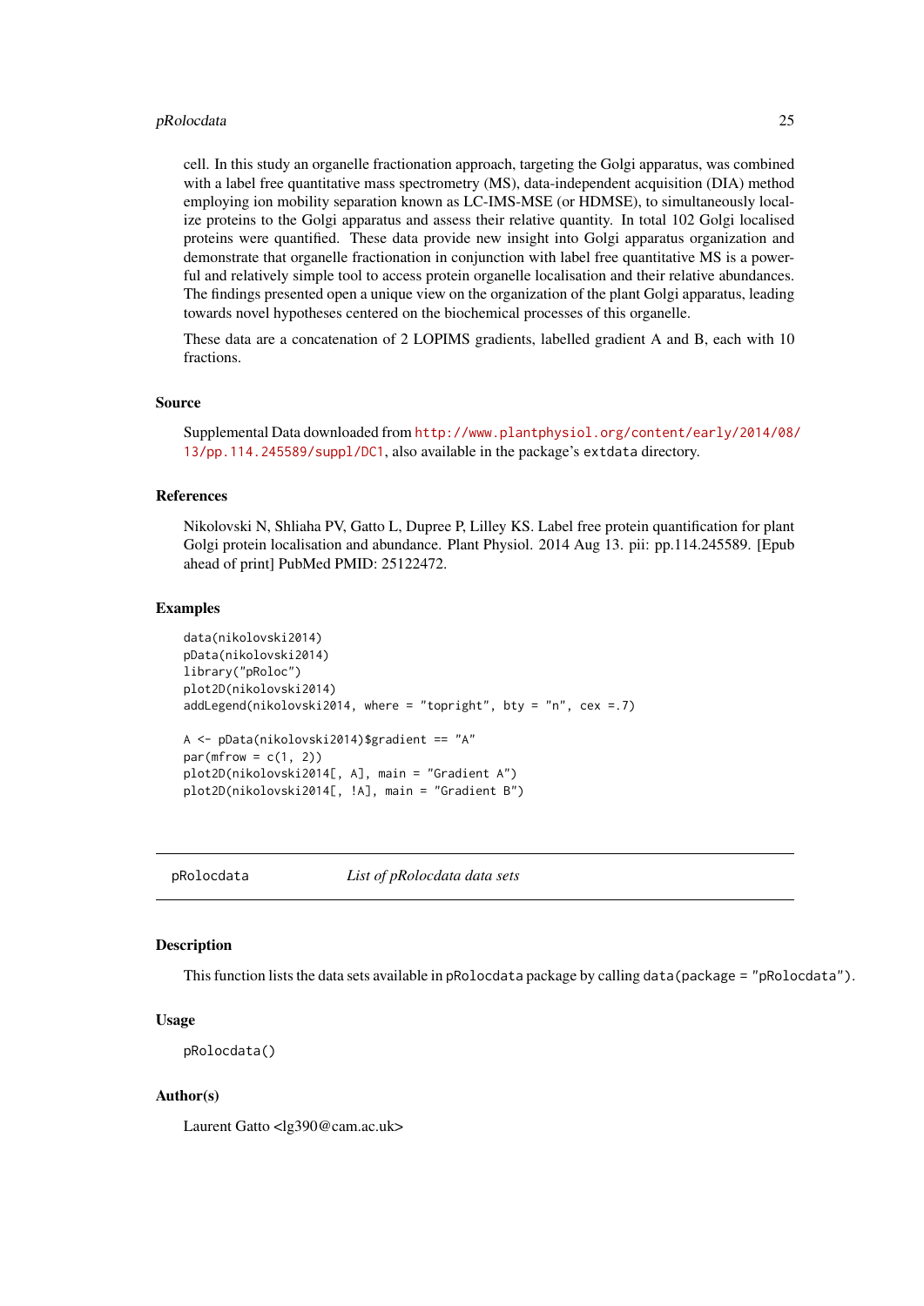cell. In this study an organelle fractionation approach, targeting the Golgi apparatus, was combined with a label free quantitative mass spectrometry (MS), data-independent acquisition (DIA) method employing ion mobility separation known as LC-IMS-MSE (or HDMSE), to simultaneously localize proteins to the Golgi apparatus and assess their relative quantity. In total 102 Golgi localised proteins were quantified. These data provide new insight into Golgi apparatus organization and demonstrate that organelle fractionation in conjunction with label free quantitative MS is a powerful and relatively simple tool to access protein organelle localisation and their relative abundances. The findings presented open a unique view on the organization of the plant Golgi apparatus, leading towards novel hypotheses centered on the biochemical processes of this organelle.

These data are a concatenation of 2 LOPIMS gradients, labelled gradient A and B, each with 10 fractions.

### Source

Supplemental Data downloaded from http://www.plantphysiol.org/content/early/2014/08/13/pp.114.245589/suppl/DC1, also available in the package's `extdata` directory.

### References

Nikolovski N, Shliaha PV, Gatto L, Dupree P, Lilley KS. Label free protein quantification for plant Golgi protein localisation and abundance. Plant Physiol. 2014 Aug 13. pii: pp.114.245589. [Epub ahead of print] PubMed PMID: 25122472.

### Examples

```
data(nikolovski2014)
pData(nikolovski2014)
library("pRoloc")
plot2D(nikolovski2014)
addLegend(nikolovski2014, where = "topright", bty = "n", cex =.7)

A <- pData(nikolovski2014)$gradient == "A"
par(mfrow = c(1, 2))
plot2D(nikolovski2014[, A], main = "Gradient A")
plot2D(nikolovski2014[, !A], main = "Gradient B")
```

---

## pRolocdata — *List of pRolocdata data sets*

### Description

This function lists the data sets available in `pRolocdata` package by calling `data(package = "pRolocdata")`.

### Usage

```
pRolocdata()
```

### Author(s)

Laurent Gatto <lg390@cam.ac.uk>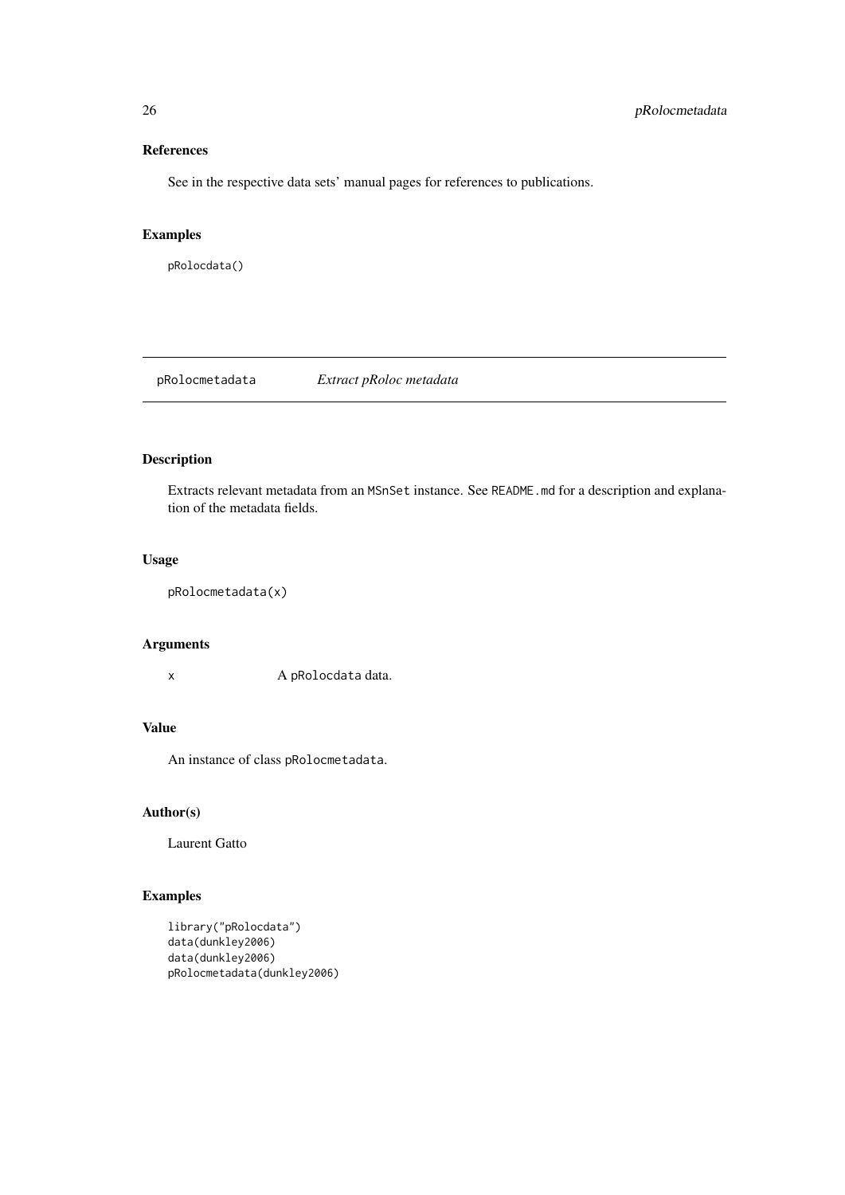### References

See in the respective data sets' manual pages for references to publications.

### Examples

```
pRolocdata()
```

---

## pRolocmetadata &nbsp;&nbsp;&nbsp; *Extract pRoloc metadata*

---

### Description

Extracts relevant metadata from an `MSnSet` instance. See `README.md` for a description and explanation of the metadata fields.

### Usage

```
pRolocmetadata(x)
```

### Arguments

| | |
|---|---|
| `x` | A `pRolocdata` data. |

### Value

An instance of class `pRolocmetadata`.

### Author(s)

Laurent Gatto

### Examples

```
library("pRolocdata")
data(dunkley2006)
data(dunkley2006)
pRolocmetadata(dunkley2006)
```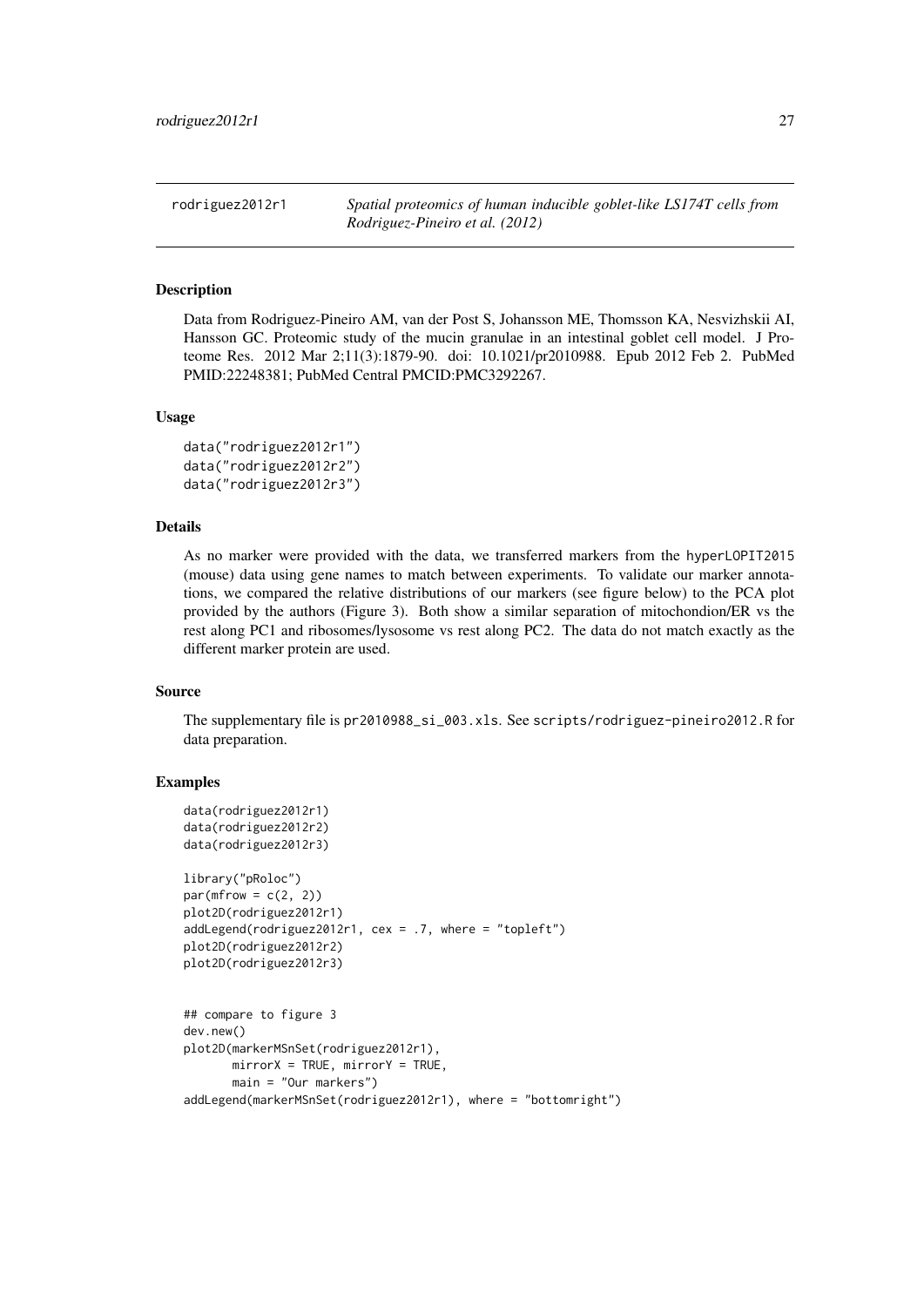`rodriguez2012r1` *Spatial proteomics of human inducible goblet-like LS174T cells from Rodriguez-Pineiro et al. (2012)*

## Description

Data from Rodriguez-Pineiro AM, van der Post S, Johansson ME, Thomsson KA, Nesvizhskii AI, Hansson GC. Proteomic study of the mucin granulae in an intestinal goblet cell model. J Proteome Res. 2012 Mar 2;11(3):1879-90. doi: 10.1021/pr2010988. Epub 2012 Feb 2. PubMed PMID:22248381; PubMed Central PMCID:PMC3292267.

## Usage

```
data("rodriguez2012r1")
data("rodriguez2012r2")
data("rodriguez2012r3")
```

## Details

As no marker were provided with the data, we transferred markers from the `hyperLOPIT2015` (mouse) data using gene names to match between experiments. To validate our marker annotations, we compared the relative distributions of our markers (see figure below) to the PCA plot provided by the authors (Figure 3). Both show a similar separation of mitochondion/ER vs the rest along PC1 and ribosomes/lysosome vs rest along PC2. The data do not match exactly as the different marker protein are used.

## Source

The supplementary file is `pr2010988_si_003.xls`. See `scripts/rodriguez-pineiro2012.R` for data preparation.

## Examples

```
data(rodriguez2012r1)
data(rodriguez2012r2)
data(rodriguez2012r3)

library("pRoloc")
par(mfrow = c(2, 2))
plot2D(rodriguez2012r1)
addLegend(rodriguez2012r1, cex = .7, where = "topleft")
plot2D(rodriguez2012r2)
plot2D(rodriguez2012r3)


## compare to figure 3
dev.new()
plot2D(markerMSnSet(rodriguez2012r1),
       mirrorX = TRUE, mirrorY = TRUE,
       main = "Our markers")
addLegend(markerMSnSet(rodriguez2012r1), where = "bottomright")
```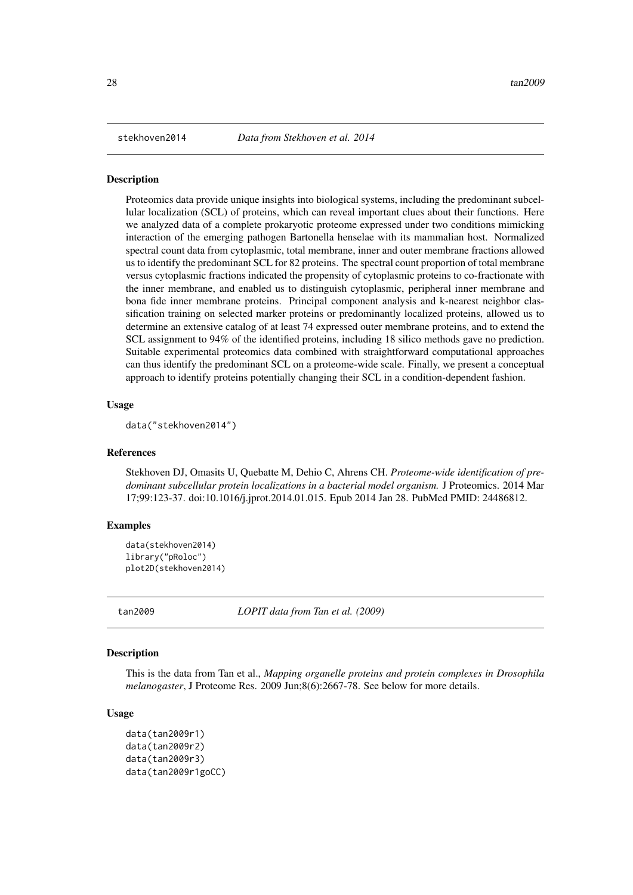## stekhoven2014 *Data from Stekhoven et al. 2014*

### Description

Proteomics data provide unique insights into biological systems, including the predominant subcellular localization (SCL) of proteins, which can reveal important clues about their functions. Here we analyzed data of a complete prokaryotic proteome expressed under two conditions mimicking interaction of the emerging pathogen Bartonella henselae with its mammalian host. Normalized spectral count data from cytoplasmic, total membrane, inner and outer membrane fractions allowed us to identify the predominant SCL for 82 proteins. The spectral count proportion of total membrane versus cytoplasmic fractions indicated the propensity of cytoplasmic proteins to co-fractionate with the inner membrane, and enabled us to distinguish cytoplasmic, peripheral inner membrane and bona fide inner membrane proteins. Principal component analysis and k-nearest neighbor classification training on selected marker proteins or predominantly localized proteins, allowed us to determine an extensive catalog of at least 74 expressed outer membrane proteins, and to extend the SCL assignment to 94% of the identified proteins, including 18 silico methods gave no prediction. Suitable experimental proteomics data combined with straightforward computational approaches can thus identify the predominant SCL on a proteome-wide scale. Finally, we present a conceptual approach to identify proteins potentially changing their SCL in a condition-dependent fashion.

### Usage

```
data("stekhoven2014")
```

### References

Stekhoven DJ, Omasits U, Quebatte M, Dehio C, Ahrens CH. *Proteome-wide identification of predominant subcellular protein localizations in a bacterial model organism.* J Proteomics. 2014 Mar 17;99:123-37. doi:10.1016/j.jprot.2014.01.015. Epub 2014 Jan 28. PubMed PMID: 24486812.

### Examples

```
data(stekhoven2014)
library("pRoloc")
plot2D(stekhoven2014)
```

## tan2009 *LOPIT data from Tan et al. (2009)*

### Description

This is the data from Tan et al., *Mapping organelle proteins and protein complexes in Drosophila melanogaster*, J Proteome Res. 2009 Jun;8(6):2667-78. See below for more details.

### Usage

```
data(tan2009r1)
data(tan2009r2)
data(tan2009r3)
data(tan2009r1goCC)
```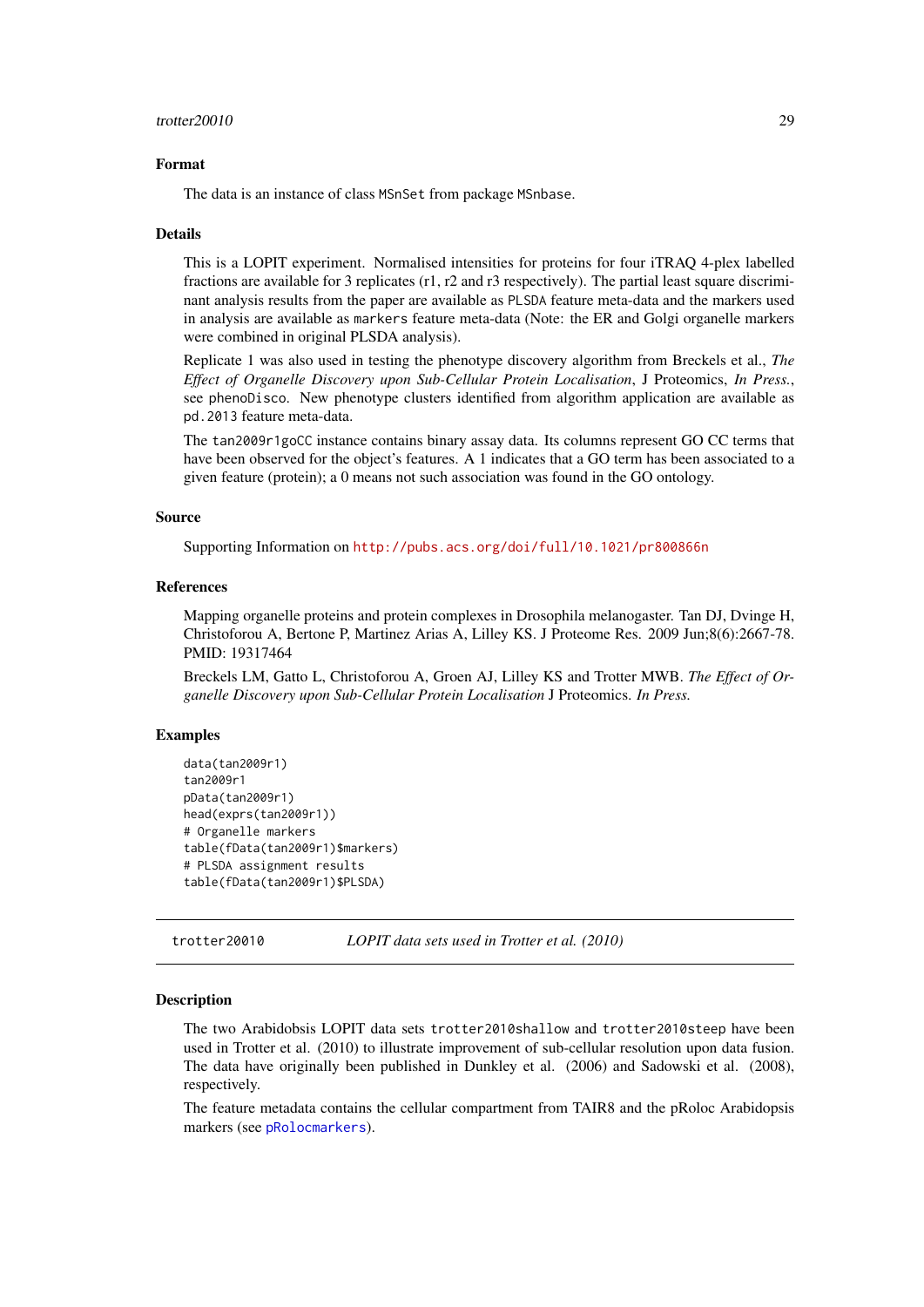### Format

The data is an instance of class `MSnSet` from package `MSnbase`.

### Details

This is a LOPIT experiment. Normalised intensities for proteins for four iTRAQ 4-plex labelled fractions are available for 3 replicates (r1, r2 and r3 respectively). The partial least square discriminant analysis results from the paper are available as `PLSDA` feature meta-data and the markers used in analysis are available as `markers` feature meta-data (Note: the ER and Golgi organelle markers were combined in original PLSDA analysis).

Replicate 1 was also used in testing the phenotype discovery algorithm from Breckels et al., *The Effect of Organelle Discovery upon Sub-Cellular Protein Localisation*, J Proteomics, *In Press.*, see `phenoDisco`. New phenotype clusters identified from algorithm application are available as `pd.2013` feature meta-data.

The `tan2009r1goCC` instance contains binary assay data. Its columns represent GO CC terms that have been observed for the object's features. A 1 indicates that a GO term has been associated to a given feature (protein); a 0 means not such association was found in the GO ontology.

### Source

Supporting Information on http://pubs.acs.org/doi/full/10.1021/pr800866n

### References

Mapping organelle proteins and protein complexes in Drosophila melanogaster. Tan DJ, Dvinge H, Christoforou A, Bertone P, Martinez Arias A, Lilley KS. J Proteome Res. 2009 Jun;8(6):2667-78. PMID: 19317464

Breckels LM, Gatto L, Christoforou A, Groen AJ, Lilley KS and Trotter MWB. *The Effect of Organelle Discovery upon Sub-Cellular Protein Localisation* J Proteomics. *In Press.*

### Examples

```
data(tan2009r1)
tan2009r1
pData(tan2009r1)
head(exprs(tan2009r1))
# Organelle markers
table(fData(tan2009r1)$markers)
# PLSDA assignment results
table(fData(tan2009r1)$PLSDA)
```

---

## trotter20010 — *LOPIT data sets used in Trotter et al. (2010)*

---

### Description

The two Arabidobsis LOPIT data sets `trotter2010shallow` and `trotter2010steep` have been used in Trotter et al. (2010) to illustrate improvement of sub-cellular resolution upon data fusion. The data have originally been published in Dunkley et al. (2006) and Sadowski et al. (2008), respectively.

The feature metadata contains the cellular compartment from TAIR8 and the pRoloc Arabidopsis markers (see `pRolocmarkers`).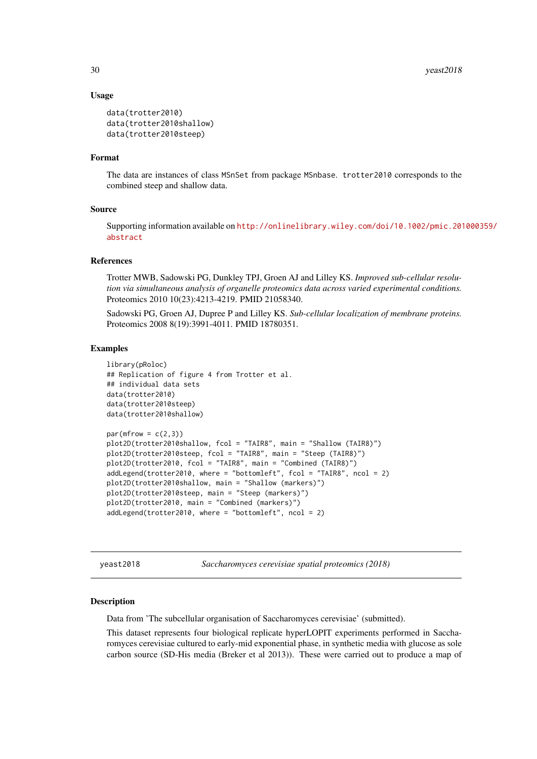### Usage

```
data(trotter2010)
data(trotter2010shallow)
data(trotter2010steep)
```

### Format

The data are instances of class `MSnSet` from package `MSnbase`. `trotter2010` corresponds to the combined steep and shallow data.

### Source

Supporting information available on http://onlinelibrary.wiley.com/doi/10.1002/pmic.201000359/abstract

### References

Trotter MWB, Sadowski PG, Dunkley TPJ, Groen AJ and Lilley KS. *Improved sub-cellular resolution via simultaneous analysis of organelle proteomics data across varied experimental conditions.* Proteomics 2010 10(23):4213-4219. PMID 21058340.

Sadowski PG, Groen AJ, Dupree P and Lilley KS. *Sub-cellular localization of membrane proteins.* Proteomics 2008 8(19):3991-4011. PMID 18780351.

### Examples

```
library(pRoloc)
## Replication of figure 4 from Trotter et al.
## individual data sets
data(trotter2010)
data(trotter2010steep)
data(trotter2010shallow)

par(mfrow = c(2,3))
plot2D(trotter2010shallow, fcol = "TAIR8", main = "Shallow (TAIR8)")
plot2D(trotter2010steep, fcol = "TAIR8", main = "Steep (TAIR8)")
plot2D(trotter2010, fcol = "TAIR8", main = "Combined (TAIR8)")
addLegend(trotter2010, where = "bottomleft", fcol = "TAIR8", ncol = 2)
plot2D(trotter2010shallow, main = "Shallow (markers)")
plot2D(trotter2010steep, main = "Steep (markers)")
plot2D(trotter2010, main = "Combined (markers)")
addLegend(trotter2010, where = "bottomleft", ncol = 2)
```

---

## yeast2018 — *Saccharomyces cerevisiae spatial proteomics (2018)*

### Description

Data from 'The subcellular organisation of Saccharomyces cerevisiae' (submitted).

This dataset represents four biological replicate hyperLOPIT experiments performed in Saccharomyces cerevisiae cultured to early-mid exponential phase, in synthetic media with glucose as sole carbon source (SD-His media (Breker et al 2013)). These were carried out to produce a map of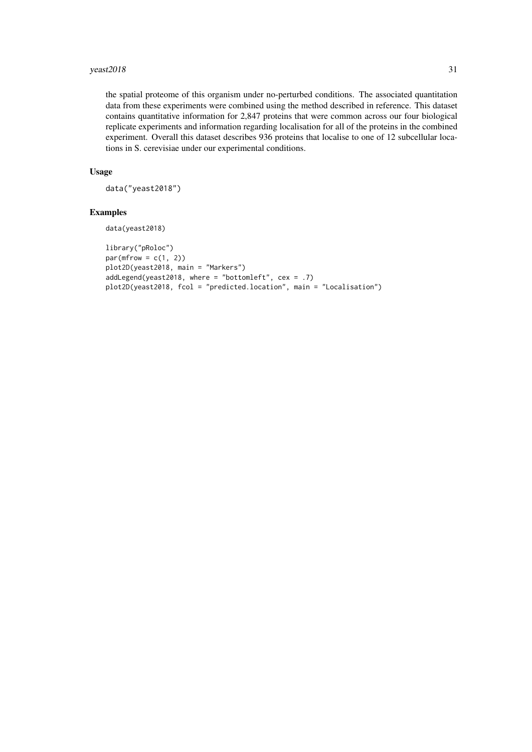the spatial proteome of this organism under no-perturbed conditions. The associated quantitation data from these experiments were combined using the method described in reference. This dataset contains quantitative information for 2,847 proteins that were common across our four biological replicate experiments and information regarding localisation for all of the proteins in the combined experiment. Overall this dataset describes 936 proteins that localise to one of 12 subcellular locations in S. cerevisiae under our experimental conditions.

## Usage

```
data("yeast2018")
```

## Examples

```
data(yeast2018)

library("pRoloc")
par(mfrow = c(1, 2))
plot2D(yeast2018, main = "Markers")
addLegend(yeast2018, where = "bottomleft", cex = .7)
plot2D(yeast2018, fcol = "predicted.location", main = "Localisation")
```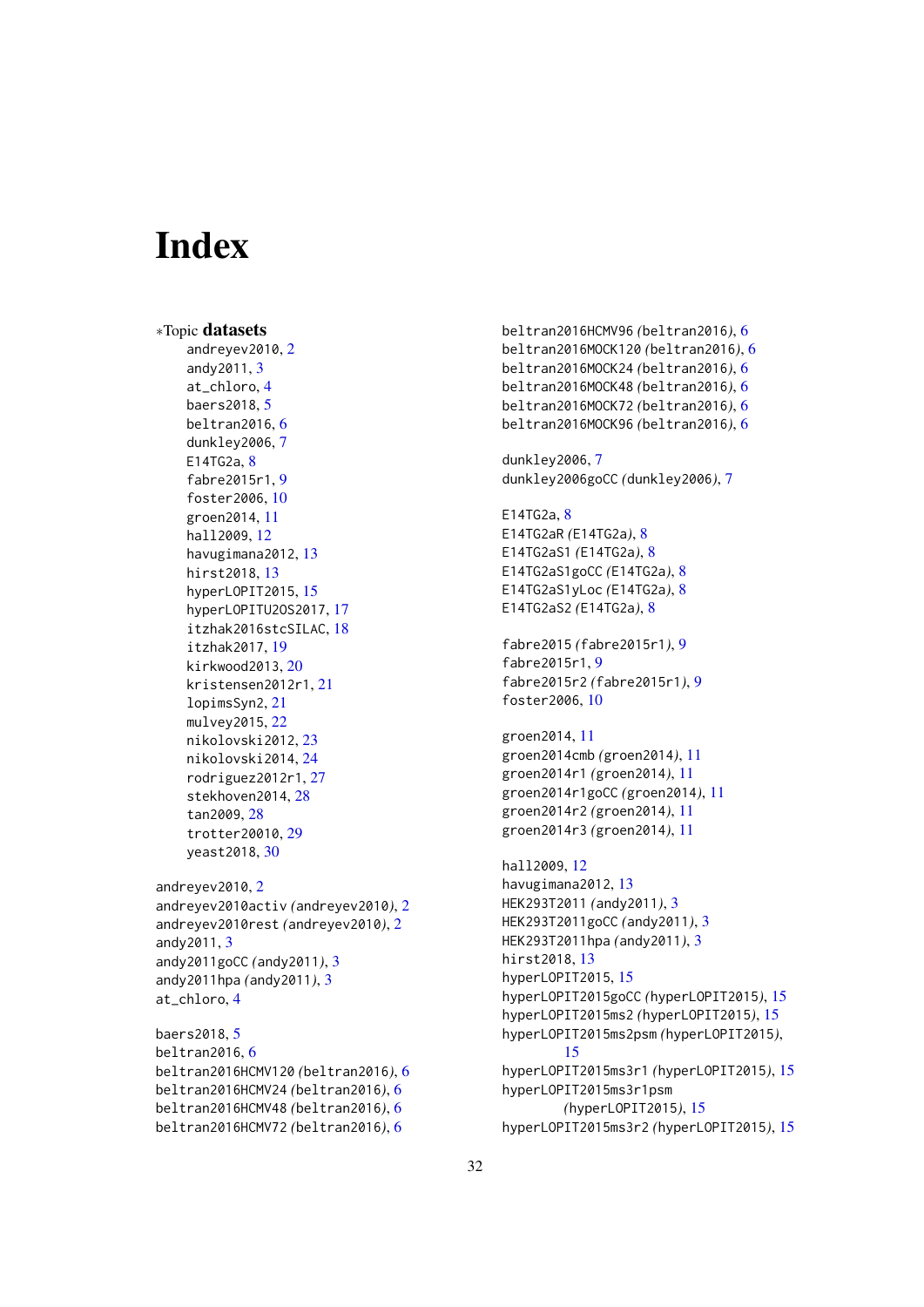# Index

∗Topic **datasets**

andreyev2010, 2
andy2011, 3
at_chloro, 4
baers2018, 5
beltran2016, 6
dunkley2006, 7
E14TG2a, 8
fabre2015r1, 9
foster2006, 10
groen2014, 11
hall2009, 12
havugimana2012, 13
hirst2018, 13
hyperLOPIT2015, 15
hyperLOPITU2OS2017, 17
itzhak2016stcSILAC, 18
itzhak2017, 19
kirkwood2013, 20
kristensen2012r1, 21
lopimsSyn2, 21
mulvey2015, 22
nikolovski2012, 23
nikolovski2014, 24
rodriguez2012r1, 27
stekhoven2014, 28
tan2009, 28
trotter20010, 29
yeast2018, 30

andreyev2010, 2
andreyev2010activ *(andreyev2010)*, 2
andreyev2010rest *(andreyev2010)*, 2
andy2011, 3
andy2011goCC *(andy2011)*, 3
andy2011hpa *(andy2011)*, 3
at_chloro, 4

baers2018, 5
beltran2016, 6
beltran2016HCMV120 *(beltran2016)*, 6
beltran2016HCMV24 *(beltran2016)*, 6
beltran2016HCMV48 *(beltran2016)*, 6
beltran2016HCMV72 *(beltran2016)*, 6
beltran2016HCMV96 *(beltran2016)*, 6
beltran2016MOCK120 *(beltran2016)*, 6
beltran2016MOCK24 *(beltran2016)*, 6
beltran2016MOCK48 *(beltran2016)*, 6
beltran2016MOCK72 *(beltran2016)*, 6
beltran2016MOCK96 *(beltran2016)*, 6

dunkley2006, 7
dunkley2006goCC *(dunkley2006)*, 7

E14TG2a, 8
E14TG2aR *(E14TG2a)*, 8
E14TG2aS1 *(E14TG2a)*, 8
E14TG2aS1goCC *(E14TG2a)*, 8
E14TG2aS1yLoc *(E14TG2a)*, 8
E14TG2aS2 *(E14TG2a)*, 8

fabre2015 *(fabre2015r1)*, 9
fabre2015r1, 9
fabre2015r2 *(fabre2015r1)*, 9
foster2006, 10

groen2014, 11
groen2014cmb *(groen2014)*, 11
groen2014r1 *(groen2014)*, 11
groen2014r1goCC *(groen2014)*, 11
groen2014r2 *(groen2014)*, 11
groen2014r3 *(groen2014)*, 11

hall2009, 12
havugimana2012, 13
HEK293T2011 *(andy2011)*, 3
HEK293T2011goCC *(andy2011)*, 3
HEK293T2011hpa *(andy2011)*, 3
hirst2018, 13
hyperLOPIT2015, 15
hyperLOPIT2015goCC *(hyperLOPIT2015)*, 15
hyperLOPIT2015ms2 *(hyperLOPIT2015)*, 15
hyperLOPIT2015ms2psm *(hyperLOPIT2015)*, 15
hyperLOPIT2015ms3r1 *(hyperLOPIT2015)*, 15
hyperLOPIT2015ms3r1psm *(hyperLOPIT2015)*, 15
hyperLOPIT2015ms3r2 *(hyperLOPIT2015)*, 15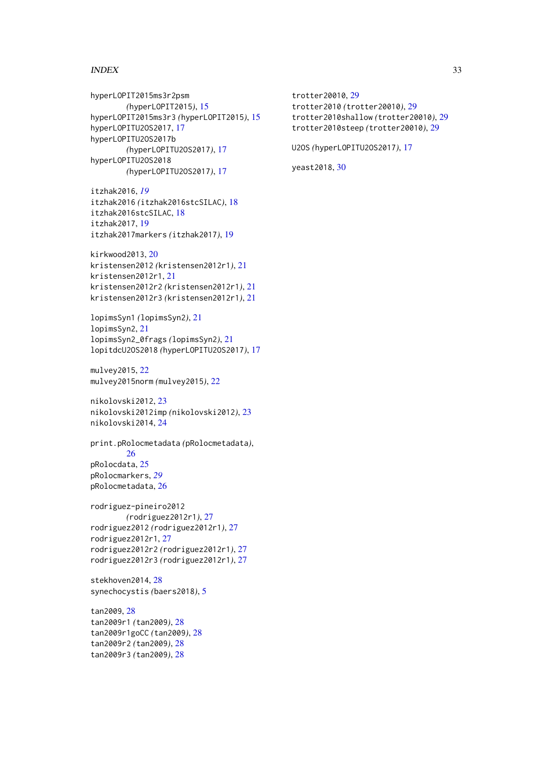hyperLOPIT2015ms3r2psm
  *(hyperLOPIT2015)*, 15
hyperLOPIT2015ms3r3 *(hyperLOPIT2015)*, 15
hyperLOPITU2OS2017, 17
hyperLOPITU2OS2017b
  *(hyperLOPITU2OS2017)*, 17
hyperLOPITU2OS2018
  *(hyperLOPITU2OS2017)*, 17

itzhak2016, *19*
itzhak2016 *(itzhak2016stcSILAC)*, 18
itzhak2016stcSILAC, 18
itzhak2017, 19
itzhak2017markers *(itzhak2017)*, 19

kirkwood2013, 20
kristensen2012 *(kristensen2012r1)*, 21
kristensen2012r1, 21
kristensen2012r2 *(kristensen2012r1)*, 21
kristensen2012r3 *(kristensen2012r1)*, 21

lopimsSyn1 *(lopimsSyn2)*, 21
lopimsSyn2, 21
lopimsSyn2_0frags *(lopimsSyn2)*, 21
lopitdcU2OS2018 *(hyperLOPITU2OS2017)*, 17

mulvey2015, 22
mulvey2015norm *(mulvey2015)*, 22

nikolovski2012, 23
nikolovski2012imp *(nikolovski2012)*, 23
nikolovski2014, 24

print.pRolocmetadata *(pRolocmetadata)*,
  26
pRolocdata, 25
pRolocmarkers, *29*
pRolocmetadata, 26

rodriguez-pineiro2012
  *(rodriguez2012r1)*, 27
rodriguez2012 *(rodriguez2012r1)*, 27
rodriguez2012r1, 27
rodriguez2012r2 *(rodriguez2012r1)*, 27
rodriguez2012r3 *(rodriguez2012r1)*, 27

stekhoven2014, 28
synechocystis *(baers2018)*, 5

tan2009, 28
tan2009r1 *(tan2009)*, 28
tan2009r1goCC *(tan2009)*, 28
tan2009r2 *(tan2009)*, 28
tan2009r3 *(tan2009)*, 28

trotter20010, 29
trotter2010 *(trotter20010)*, 29
trotter2010shallow *(trotter20010)*, 29
trotter2010steep *(trotter20010)*, 29

U2OS *(hyperLOPITU2OS2017)*, 17

yeast2018, 30